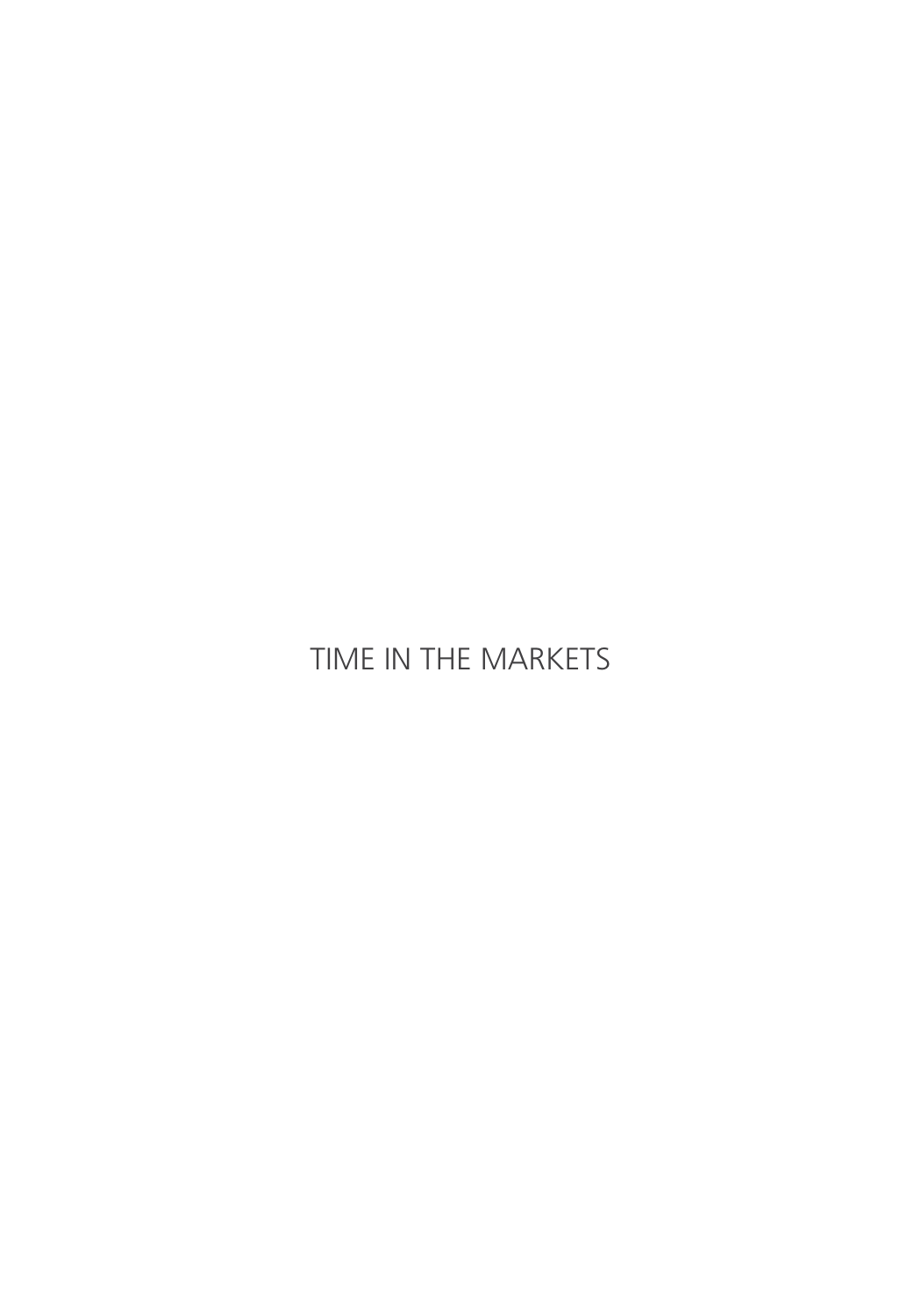# TIME IN THE MARKETS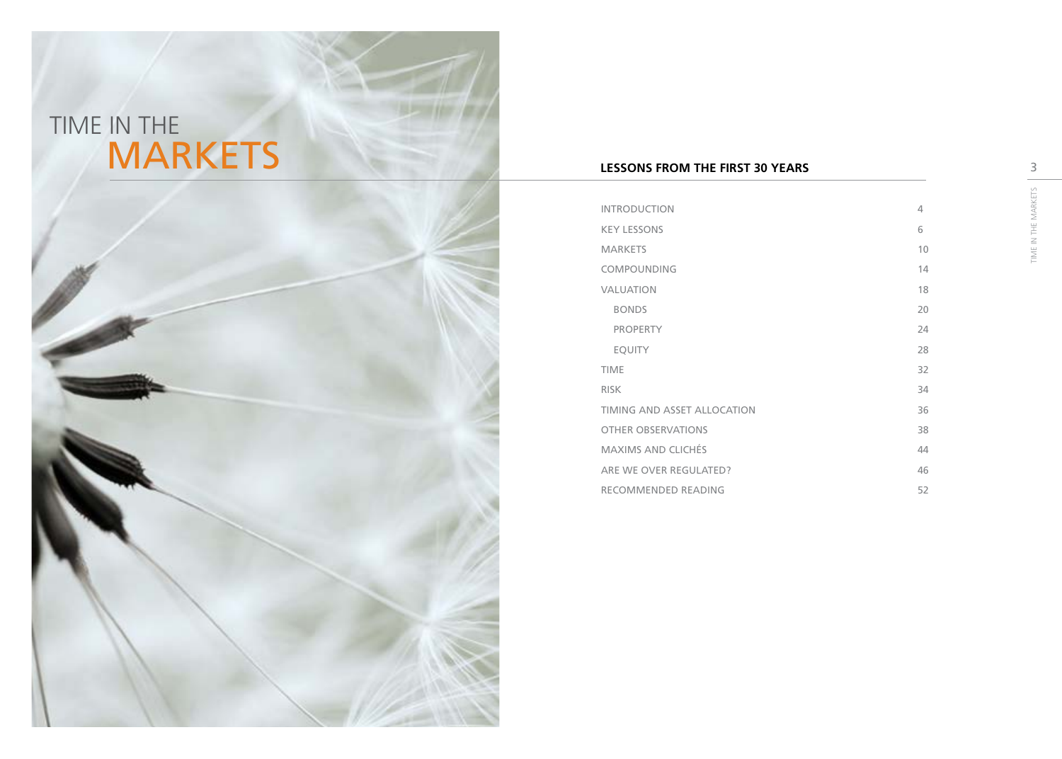# TIME IN THE MARKETS

## LESSONS FROM THE FIRST 30 YEARS

| | |
|---|---|
| INTRODUCTION | 4 |
| KEY LESSONS | 6 |
| MARKETS | 10 |
| COMPOUNDING | 14 |
| VALUATION | 18 |
| BONDS | 20 |
| PROPERTY | 24 |
| EQUITY | 28 |
| TIME | 32 |
| RISK | 34 |
| TIMING AND ASSET ALLOCATION | 36 |
| OTHER OBSERVATIONS | 38 |
| MAXIMS AND CLICHÉS | 44 |
| ARE WE OVER REGULATED? | 46 |
| RECOMMENDED READING | 52 |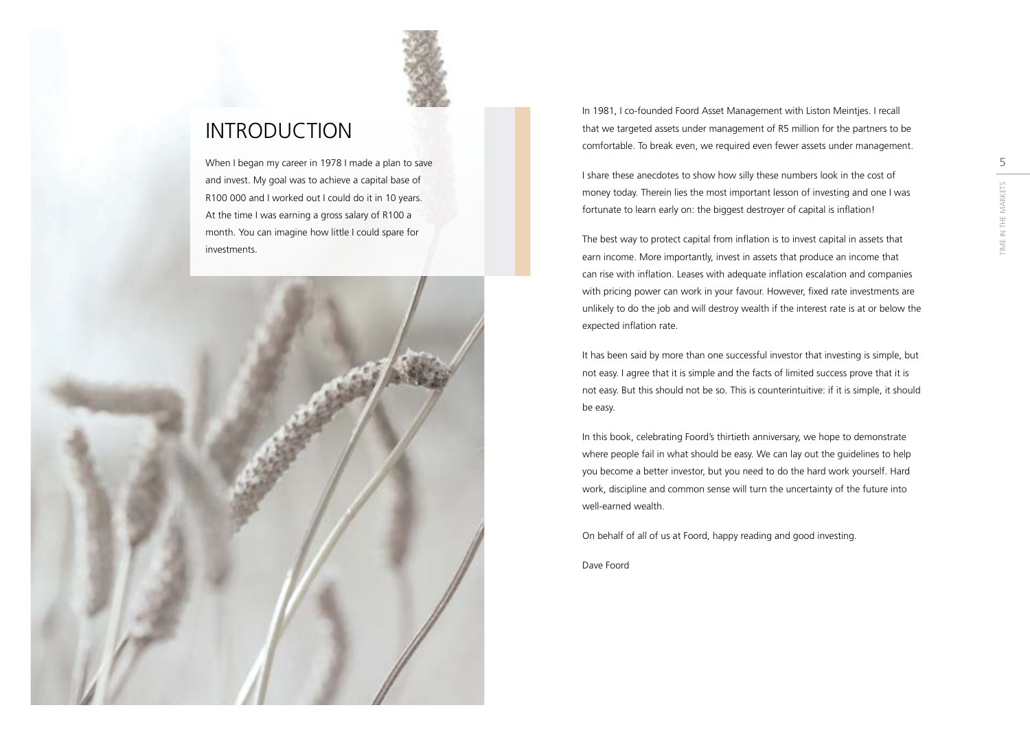# INTRODUCTION

When I began my career in 1978 I made a plan to save and invest. My goal was to achieve a capital base of R100 000 and I worked out I could do it in 10 years. At the time I was earning a gross salary of R100 a month. You can imagine how little I could spare for investments.

In 1981, I co-founded Foord Asset Management with Liston Meintjes. I recall that we targeted assets under management of R5 million for the partners to be comfortable. To break even, we required even fewer assets under management.

I share these anecdotes to show how silly these numbers look in the cost of money today. Therein lies the most important lesson of investing and one I was fortunate to learn early on: the biggest destroyer of capital is inflation!

The best way to protect capital from inflation is to invest capital in assets that earn income. More importantly, invest in assets that produce an income that can rise with inflation. Leases with adequate inflation escalation and companies with pricing power can work in your favour. However, fixed rate investments are unlikely to do the job and will destroy wealth if the interest rate is at or below the expected inflation rate.

It has been said by more than one successful investor that investing is simple, but not easy. I agree that it is simple and the facts of limited success prove that it is not easy. But this should not be so. This is counterintuitive: if it is simple, it should be easy.

In this book, celebrating Foord's thirtieth anniversary, we hope to demonstrate where people fail in what should be easy. We can lay out the guidelines to help you become a better investor, but you need to do the hard work yourself. Hard work, discipline and common sense will turn the uncertainty of the future into well-earned wealth.

On behalf of all of us at Foord, happy reading and good investing.

Dave Foord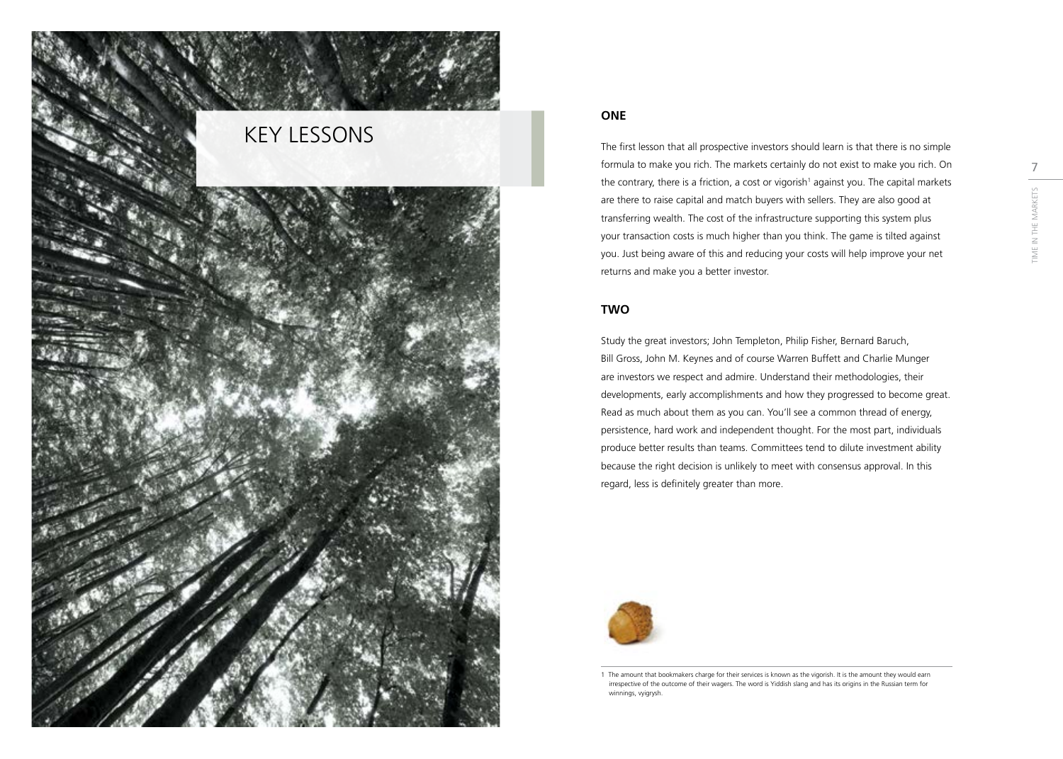# KEY LESSONS

## ONE

The first lesson that all prospective investors should learn is that there is no simple formula to make you rich. The markets certainly do not exist to make you rich. On the contrary, there is a friction, a cost or vigorish[1] against you. The capital markets are there to raise capital and match buyers with sellers. They are also good at transferring wealth. The cost of the infrastructure supporting this system plus your transaction costs is much higher than you think. The game is tilted against you. Just being aware of this and reducing your costs will help improve your net returns and make you a better investor.

## TWO

Study the great investors; John Templeton, Philip Fisher, Bernard Baruch, Bill Gross, John M. Keynes and of course Warren Buffett and Charlie Munger are investors we respect and admire. Understand their methodologies, their developments, early accomplishments and how they progressed to become great. Read as much about them as you can. You'll see a common thread of energy, persistence, hard work and independent thought. For the most part, individuals produce better results than teams. Committees tend to dilute investment ability because the right decision is unlikely to meet with consensus approval. In this regard, less is definitely greater than more.

---

1 The amount that bookmakers charge for their services is known as the vigorish. It is the amount they would earn irrespective of the outcome of their wagers. The word is Yiddish slang and has its origins in the Russian term for winnings, vyigrysh.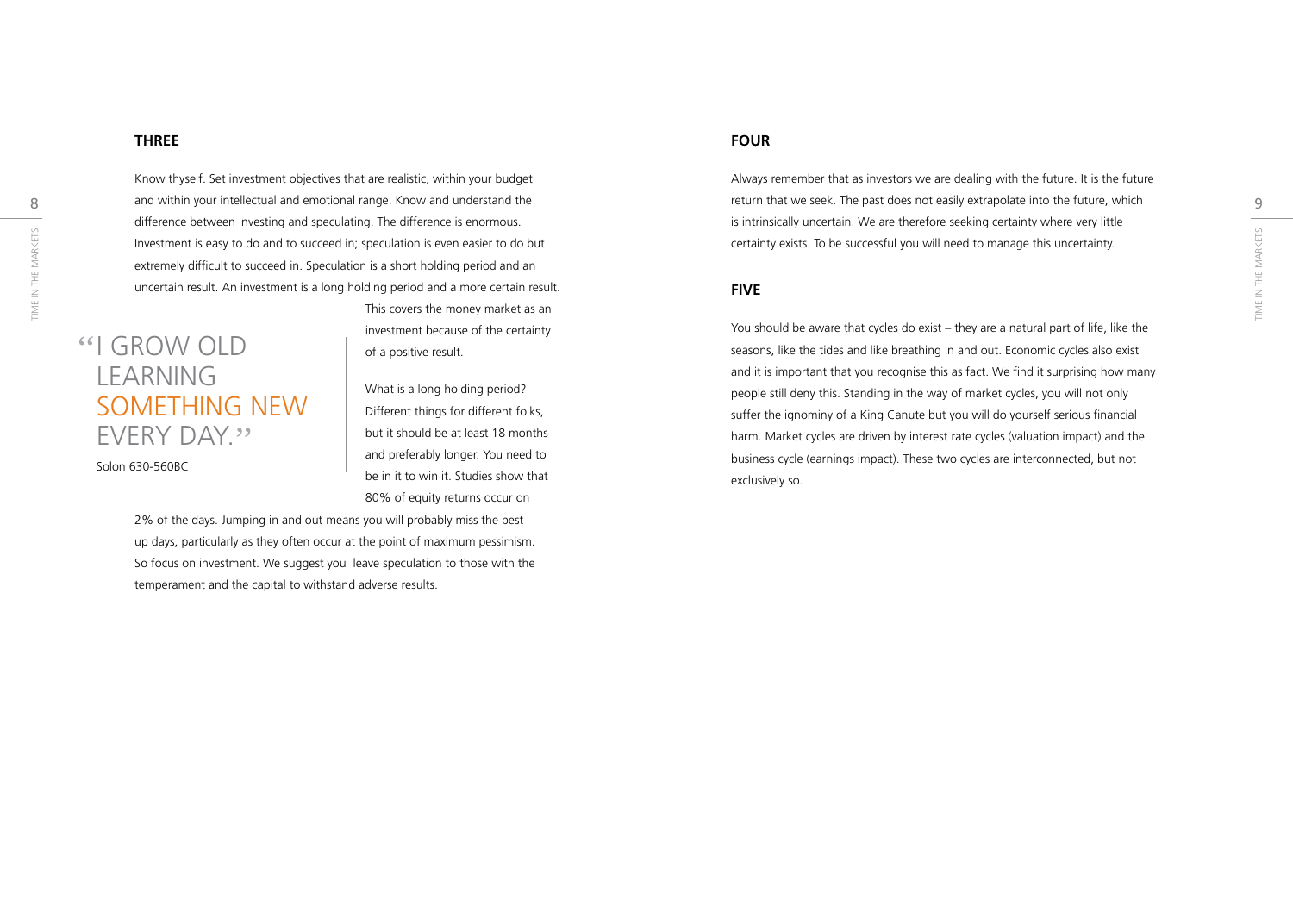## THREE

Know thyself. Set investment objectives that are realistic, within your budget and within your intellectual and emotional range. Know and understand the difference between investing and speculating. The difference is enormous. Investment is easy to do and to succeed in; speculation is even easier to do but extremely difficult to succeed in. Speculation is a short holding period and an uncertain result. An investment is a long holding period and a more certain result. This covers the money market as an investment because of the certainty of a positive result.

> "I GROW OLD LEARNING SOMETHING NEW EVERY DAY."
>
> Solon 630-560BC

What is a long holding period? Different things for different folks, but it should be at least 18 months and preferably longer. You need to be in it to win it. Studies show that 80% of equity returns occur on 2% of the days. Jumping in and out means you will probably miss the best up days, particularly as they often occur at the point of maximum pessimism. So focus on investment. We suggest you leave speculation to those with the temperament and the capital to withstand adverse results.

## FOUR

Always remember that as investors we are dealing with the future. It is the future return that we seek. The past does not easily extrapolate into the future, which is intrinsically uncertain. We are therefore seeking certainty where very little certainty exists. To be successful you will need to manage this uncertainty.

## FIVE

You should be aware that cycles do exist – they are a natural part of life, like the seasons, like the tides and like breathing in and out. Economic cycles also exist and it is important that you recognise this as fact. We find it surprising how many people still deny this. Standing in the way of market cycles, you will not only suffer the ignominy of a King Canute but you will do yourself serious financial harm. Market cycles are driven by interest rate cycles (valuation impact) and the business cycle (earnings impact). These two cycles are interconnected, but not exclusively so.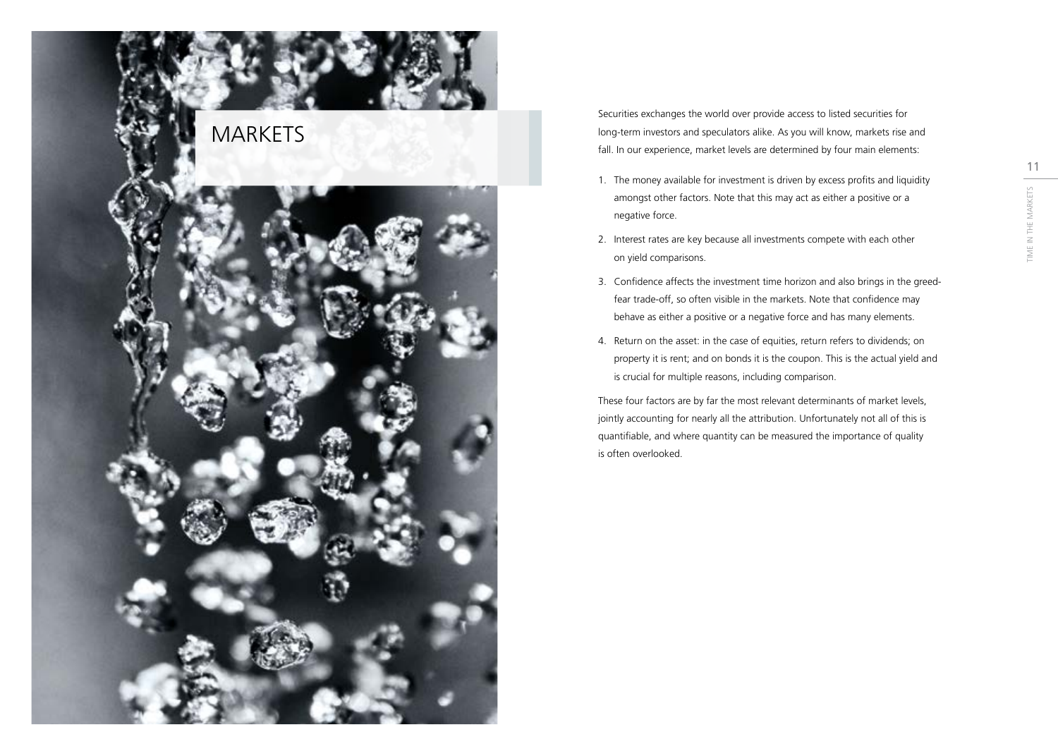# MARKETS

Securities exchanges the world over provide access to listed securities for long-term investors and speculators alike. As you will know, markets rise and fall. In our experience, market levels are determined by four main elements:

1. The money available for investment is driven by excess profits and liquidity amongst other factors. Note that this may act as either a positive or a negative force.
2. Interest rates are key because all investments compete with each other on yield comparisons.
3. Confidence affects the investment time horizon and also brings in the greed-fear trade-off, so often visible in the markets. Note that confidence may behave as either a positive or a negative force and has many elements.
4. Return on the asset: in the case of equities, return refers to dividends; on property it is rent; and on bonds it is the coupon. This is the actual yield and is crucial for multiple reasons, including comparison.

These four factors are by far the most relevant determinants of market levels, jointly accounting for nearly all the attribution. Unfortunately not all of this is quantifiable, and where quantity can be measured the importance of quality is often overlooked.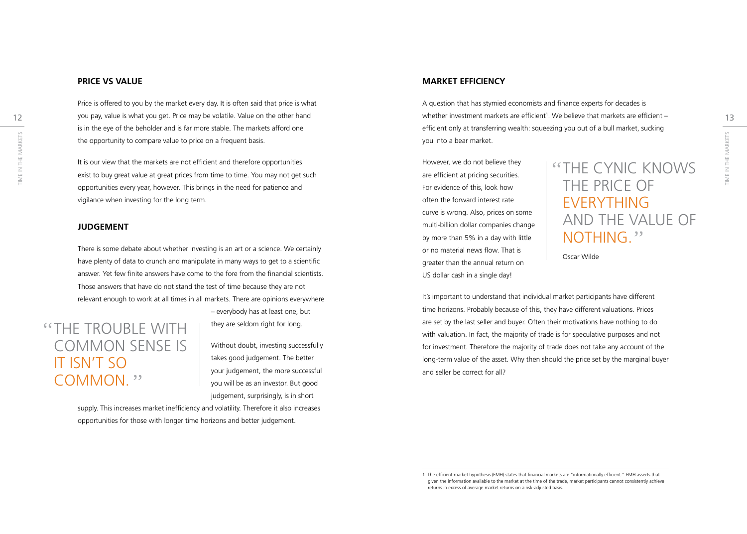## PRICE VS VALUE

Price is offered to you by the market every day. It is often said that price is what you pay, value is what you get. Price may be volatile. Value on the other hand is in the eye of the beholder and is far more stable. The markets afford one the opportunity to compare value to price on a frequent basis.

It is our view that the markets are not efficient and therefore opportunities exist to buy great value at great prices from time to time. You may not get such opportunities every year, however. This brings in the need for patience and vigilance when investing for the long term.

## JUDGEMENT

There is some debate about whether investing is an art or a science. We certainly have plenty of data to crunch and manipulate in many ways to get to a scientific answer. Yet few finite answers have come to the fore from the financial scientists. Those answers that have do not stand the test of time because they are not relevant enough to work at all times in all markets. There are opinions everywhere – everybody has at least one, but they are seldom right for long.

> "THE TROUBLE WITH COMMON SENSE IS IT ISN'T SO COMMON."

Without doubt, investing successfully takes good judgement. The better your judgement, the more successful you will be as an investor. But good judgement, surprisingly, is in short supply. This increases market inefficiency and volatility. Therefore it also increases opportunities for those with longer time horizons and better judgement.

## MARKET EFFICIENCY

A question that has stymied economists and finance experts for decades is whether investment markets are efficient[1]. We believe that markets are efficient – efficient only at transferring wealth: squeezing you out of a bull market, sucking you into a bear market.

However, we do not believe they are efficient at pricing securities. For evidence of this, look how often the forward interest rate curve is wrong. Also, prices on some multi-billion dollar companies change by more than 5% in a day with little or no material news flow. That is greater than the annual return on US dollar cash in a single day!

> "THE CYNIC KNOWS THE PRICE OF EVERYTHING AND THE VALUE OF NOTHING."
>
> Oscar Wilde

It's important to understand that individual market participants have different time horizons. Probably because of this, they have different valuations. Prices are set by the last seller and buyer. Often their motivations have nothing to do with valuation. In fact, the majority of trade is for speculative purposes and not for investment. Therefore the majority of trade does not take any account of the long-term value of the asset. Why then should the price set by the marginal buyer and seller be correct for all?

---

1 The efficient-market hypothesis (EMH) states that financial markets are "informationally efficient." EMH asserts that given the information available to the market at the time of the trade, market participants cannot consistently achieve returns in excess of average market returns on a risk-adjusted basis.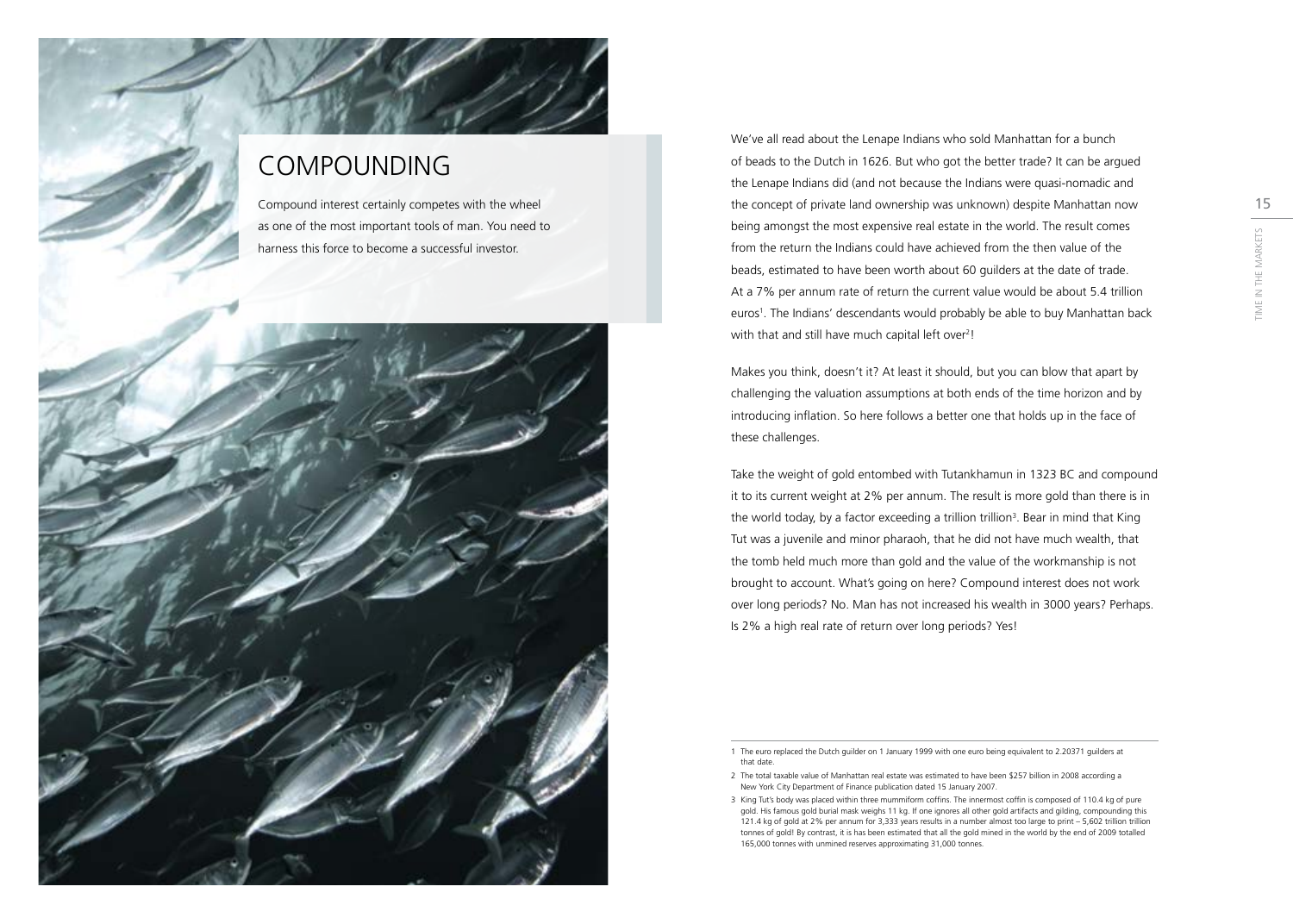# COMPOUNDING

Compound interest certainly competes with the wheel as one of the most important tools of man. You need to harness this force to become a successful investor.

We've all read about the Lenape Indians who sold Manhattan for a bunch of beads to the Dutch in 1626. But who got the better trade? It can be argued the Lenape Indians did (and not because the Indians were quasi-nomadic and the concept of private land ownership was unknown) despite Manhattan now being amongst the most expensive real estate in the world. The result comes from the return the Indians could have achieved from the then value of the beads, estimated to have been worth about 60 guilders at the date of trade. At a 7% per annum rate of return the current value would be about 5.4 trillion euros[1]. The Indians' descendants would probably be able to buy Manhattan back with that and still have much capital left over[2]!

Makes you think, doesn't it? At least it should, but you can blow that apart by challenging the valuation assumptions at both ends of the time horizon and by introducing inflation. So here follows a better one that holds up in the face of these challenges.

Take the weight of gold entombed with Tutankhamun in 1323 BC and compound it to its current weight at 2% per annum. The result is more gold than there is in the world today, by a factor exceeding a trillion trillion[3]. Bear in mind that King Tut was a juvenile and minor pharaoh, that he did not have much wealth, that the tomb held much more than gold and the value of the workmanship is not brought to account. What's going on here? Compound interest does not work over long periods? No. Man has not increased his wealth in 3000 years? Perhaps. Is 2% a high real rate of return over long periods? Yes!

---

1 The euro replaced the Dutch guilder on 1 January 1999 with one euro being equivalent to 2.20371 guilders at that date.

2 The total taxable value of Manhattan real estate was estimated to have been $257 billion in 2008 according a New York City Department of Finance publication dated 15 January 2007.

3 King Tut's body was placed within three mummiform coffins. The innermost coffin is composed of 110.4 kg of pure gold. His famous gold burial mask weighs 11 kg. If one ignores all other gold artifacts and gilding, compounding this 121.4 kg of gold at 2% per annum for 3,333 years results in a number almost too large to print – 5,602 trillion trillion tonnes of gold! By contrast, it is has been estimated that all the gold mined in the world by the end of 2009 totalled 165,000 tonnes with unmined reserves approximating 31,000 tonnes.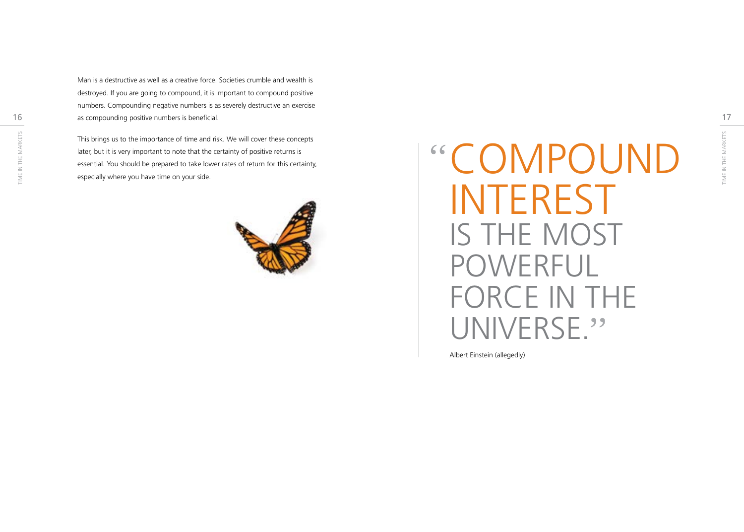Man is a destructive as well as a creative force. Societies crumble and wealth is destroyed. If you are going to compound, it is important to compound positive numbers. Compounding negative numbers is as severely destructive an exercise as compounding positive numbers is beneficial.

This brings us to the importance of time and risk. We will cover these concepts later, but it is very important to note that the certainty of positive returns is essential. You should be prepared to take lower rates of return for this certainty, especially where you have time on your side.

> "COMPOUND INTEREST IS THE MOST POWERFUL FORCE IN THE UNIVERSE."
>
> Albert Einstein (allegedly)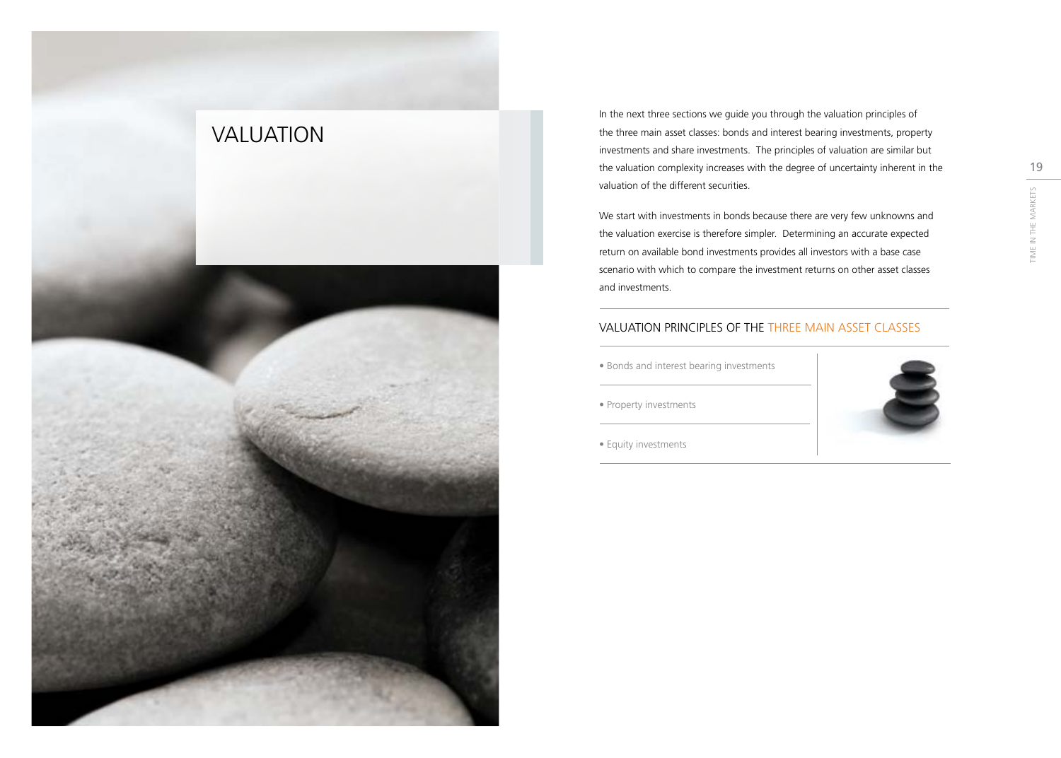# VALUATION

In the next three sections we guide you through the valuation principles of the three main asset classes: bonds and interest bearing investments, property investments and share investments. The principles of valuation are similar but the valuation complexity increases with the degree of uncertainty inherent in the valuation of the different securities.

We start with investments in bonds because there are very few unknowns and the valuation exercise is therefore simpler. Determining an accurate expected return on available bond investments provides all investors with a base case scenario with which to compare the investment returns on other asset classes and investments.

## VALUATION PRINCIPLES OF THE THREE MAIN ASSET CLASSES

- Bonds and interest bearing investments
- Property investments
- Equity investments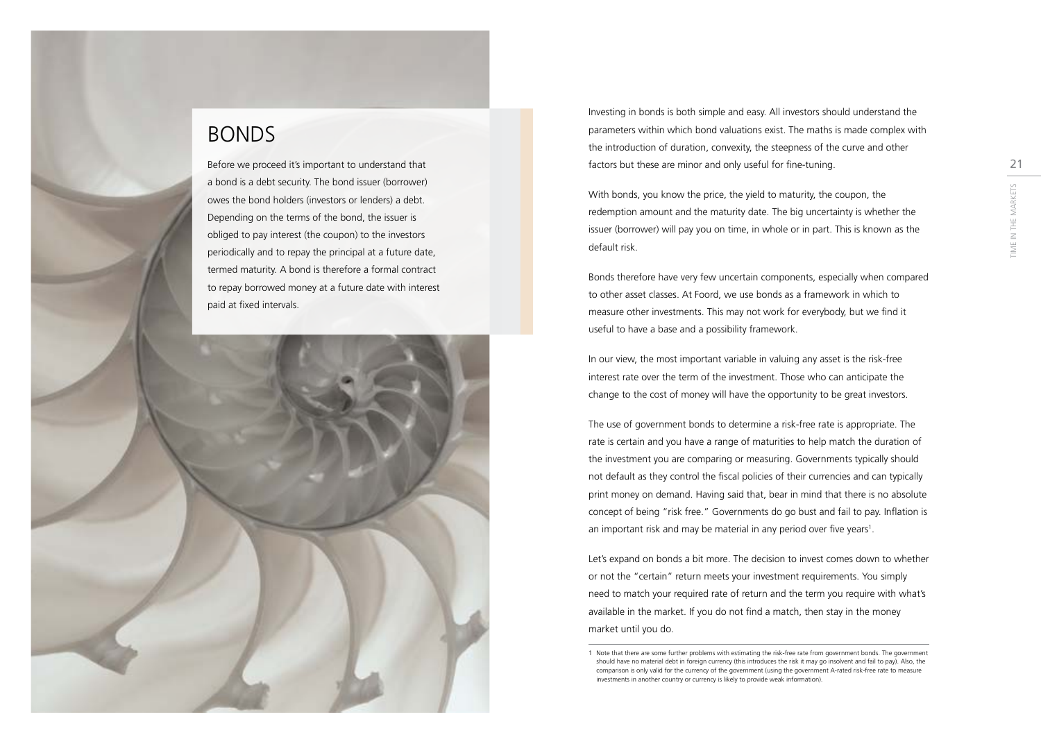# BONDS

Before we proceed it's important to understand that a bond is a debt security. The bond issuer (borrower) owes the bond holders (investors or lenders) a debt. Depending on the terms of the bond, the issuer is obliged to pay interest (the coupon) to the investors periodically and to repay the principal at a future date, termed maturity. A bond is therefore a formal contract to repay borrowed money at a future date with interest paid at fixed intervals.

Investing in bonds is both simple and easy. All investors should understand the parameters within which bond valuations exist. The maths is made complex with the introduction of duration, convexity, the steepness of the curve and other factors but these are minor and only useful for fine-tuning.

With bonds, you know the price, the yield to maturity, the coupon, the redemption amount and the maturity date. The big uncertainty is whether the issuer (borrower) will pay you on time, in whole or in part. This is known as the default risk.

Bonds therefore have very few uncertain components, especially when compared to other asset classes. At Foord, we use bonds as a framework in which to measure other investments. This may not work for everybody, but we find it useful to have a base and a possibility framework.

In our view, the most important variable in valuing any asset is the risk-free interest rate over the term of the investment. Those who can anticipate the change to the cost of money will have the opportunity to be great investors.

The use of government bonds to determine a risk-free rate is appropriate. The rate is certain and you have a range of maturities to help match the duration of the investment you are comparing or measuring. Governments typically should not default as they control the fiscal policies of their currencies and can typically print money on demand. Having said that, bear in mind that there is no absolute concept of being "risk free." Governments do go bust and fail to pay. Inflation is an important risk and may be material in any period over five years[1].

Let's expand on bonds a bit more. The decision to invest comes down to whether or not the "certain" return meets your investment requirements. You simply need to match your required rate of return and the term you require with what's available in the market. If you do not find a match, then stay in the money market until you do.

1 Note that there are some further problems with estimating the risk-free rate from government bonds. The government should have no material debt in foreign currency (this introduces the risk it may go insolvent and fail to pay). Also, the comparison is only valid for the currency of the government (using the government A-rated risk-free rate to measure investments in another country or currency is likely to provide weak information).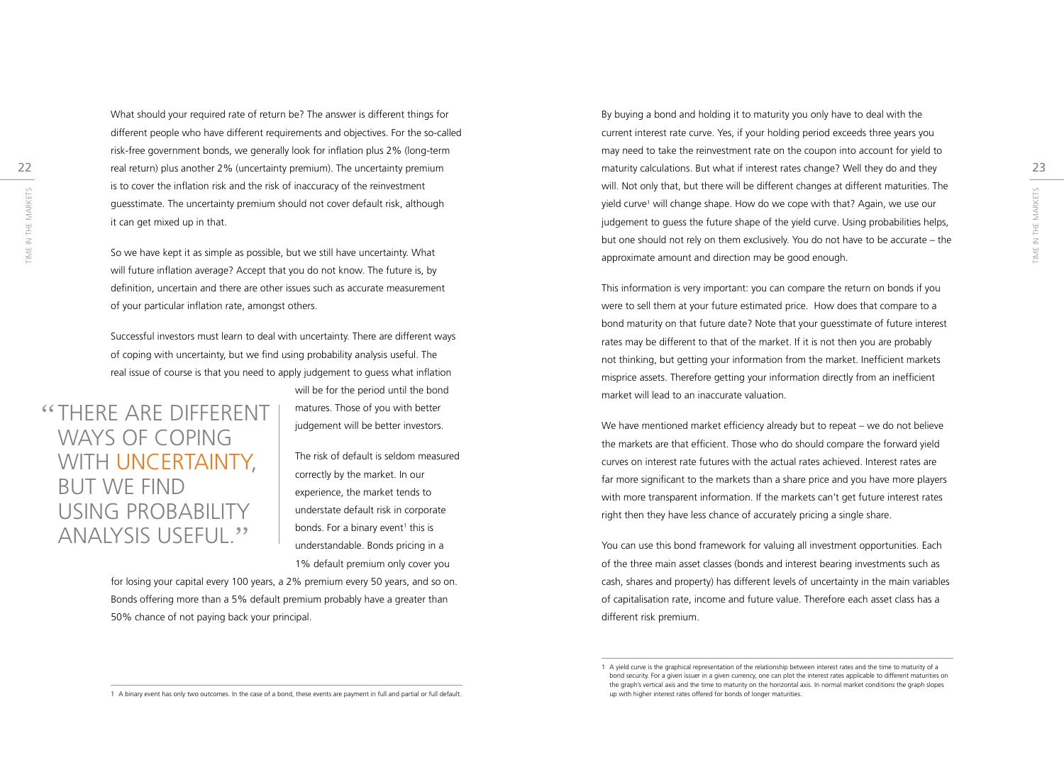What should your required rate of return be? The answer is different things for different people who have different requirements and objectives. For the so-called risk-free government bonds, we generally look for inflation plus 2% (long-term real return) plus another 2% (uncertainty premium). The uncertainty premium is to cover the inflation risk and the risk of inaccuracy of the reinvestment guesstimate. The uncertainty premium should not cover default risk, although it can get mixed up in that.

So we have kept it as simple as possible, but we still have uncertainty. What will future inflation average? Accept that you do not know. The future is, by definition, uncertain and there are other issues such as accurate measurement of your particular inflation rate, amongst others.

Successful investors must learn to deal with uncertainty. There are different ways of coping with uncertainty, but we find using probability analysis useful. The real issue of course is that you need to apply judgement to guess what inflation will be for the period until the bond matures. Those of you with better judgement will be better investors.

> "THERE ARE DIFFERENT WAYS OF COPING WITH UNCERTAINTY, BUT WE FIND USING PROBABILITY ANALYSIS USEFUL."

The risk of default is seldom measured correctly by the market. In our experience, the market tends to understate default risk in corporate bonds. For a binary event[1] this is understandable. Bonds pricing in a 1% default premium only cover you for losing your capital every 100 years, a 2% premium every 50 years, and so on. Bonds offering more than a 5% default premium probably have a greater than 50% chance of not paying back your principal.

[1] A binary event has only two outcomes. In the case of a bond, these events are payment in full and partial or full default.

By buying a bond and holding it to maturity you only have to deal with the current interest rate curve. Yes, if your holding period exceeds three years you may need to take the reinvestment rate on the coupon into account for yield to maturity calculations. But what if interest rates change? Well they do and they will. Not only that, but there will be different changes at different maturities. The yield curve[1] will change shape. How do we cope with that? Again, we use our judgement to guess the future shape of the yield curve. Using probabilities helps, but one should not rely on them exclusively. You do not have to be accurate – the approximate amount and direction may be good enough.

This information is very important: you can compare the return on bonds if you were to sell them at your future estimated price. How does that compare to a bond maturity on that future date? Note that your guesstimate of future interest rates may be different to that of the market. If it is not then you are probably not thinking, but getting your information from the market. Inefficient markets misprice assets. Therefore getting your information directly from an inefficient market will lead to an inaccurate valuation.

We have mentioned market efficiency already but to repeat – we do not believe the markets are that efficient. Those who do should compare the forward yield curves on interest rate futures with the actual rates achieved. Interest rates are far more significant to the markets than a share price and you have more players with more transparent information. If the markets can't get future interest rates right then they have less chance of accurately pricing a single share.

You can use this bond framework for valuing all investment opportunities. Each of the three main asset classes (bonds and interest bearing investments such as cash, shares and property) has different levels of uncertainty in the main variables of capitalisation rate, income and future value. Therefore each asset class has a different risk premium.

[1] A yield curve is the graphical representation of the relationship between interest rates and the time to maturity of a bond security. For a given issuer in a given currency, one can plot the interest rates applicable to different maturities on the graph's vertical axis and the time to maturity on the horizontal axis. In normal market conditions the graph slopes up with higher interest rates offered for bonds of longer maturities.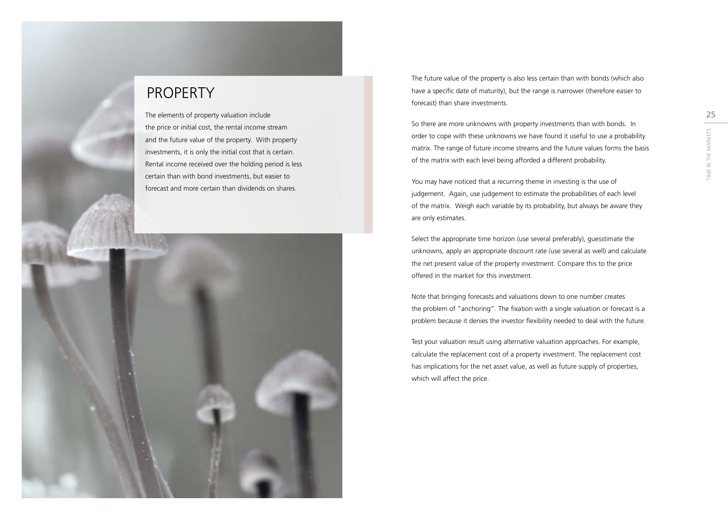# PROPERTY

The elements of property valuation include the price or initial cost, the rental income stream and the future value of the property. With property investments, it is only the initial cost that is certain. Rental income received over the holding period is less certain than with bond investments, but easier to forecast and more certain than dividends on shares.

The future value of the property is also less certain than with bonds (which also have a specific date of maturity), but the range is narrower (therefore easier to forecast) than share investments.

So there are more unknowns with property investments than with bonds. In order to cope with these unknowns we have found it useful to use a probability matrix. The range of future income streams and the future values forms the basis of the matrix with each level being afforded a different probability.

You may have noticed that a recurring theme in investing is the use of judgement. Again, use judgement to estimate the probabilities of each level of the matrix. Weigh each variable by its probability, but always be aware they are only estimates.

Select the appropriate time horizon (use several preferably), guesstimate the unknowns, apply an appropriate discount rate (use several as well) and calculate the net present value of the property investment. Compare this to the price offered in the market for this investment.

Note that bringing forecasts and valuations down to one number creates the problem of "anchoring". The fixation with a single valuation or forecast is a problem because it denies the investor flexibility needed to deal with the future.

Test your valuation result using alternative valuation approaches. For example, calculate the replacement cost of a property investment. The replacement cost has implications for the net asset value, as well as future supply of properties, which will affect the price.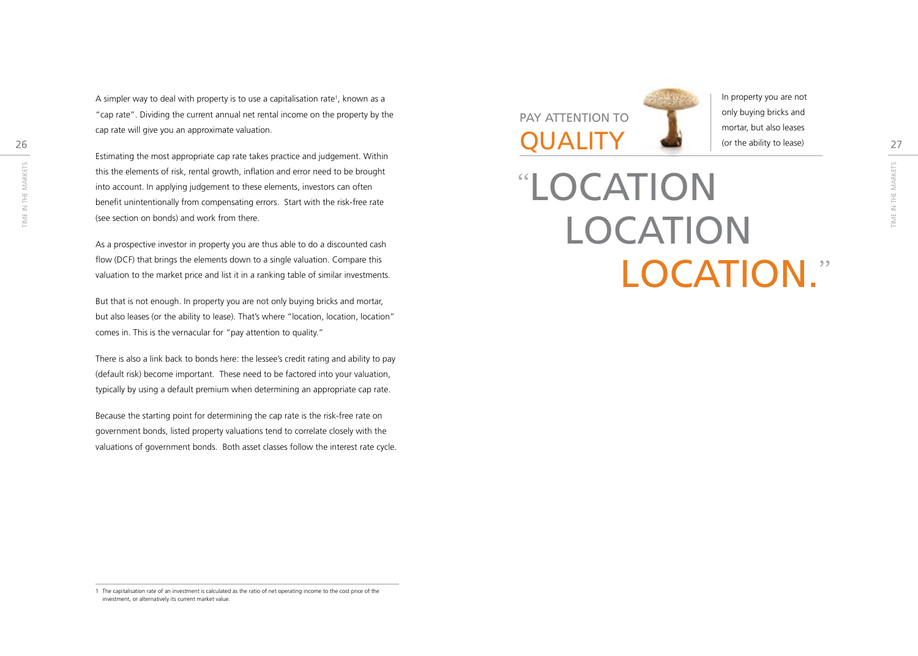A simpler way to deal with property is to use a capitalisation rate[1], known as a "cap rate". Dividing the current annual net rental income on the property by the cap rate will give you an approximate valuation.

Estimating the most appropriate cap rate takes practice and judgement. Within this the elements of risk, rental growth, inflation and error need to be brought into account. In applying judgement to these elements, investors can often benefit unintentionally from compensating errors. Start with the risk-free rate (see section on bonds) and work from there.

As a prospective investor in property you are thus able to do a discounted cash flow (DCF) that brings the elements down to a single valuation. Compare this valuation to the market price and list it in a ranking table of similar investments.

But that is not enough. In property you are not only buying bricks and mortar, but also leases (or the ability to lease). That's where "location, location, location" comes in. This is the vernacular for "pay attention to quality."

There is also a link back to bonds here: the lessee's credit rating and ability to pay (default risk) become important. These need to be factored into your valuation, typically by using a default premium when determining an appropriate cap rate.

Because the starting point for determining the cap rate is the risk-free rate on government bonds, listed property valuations tend to correlate closely with the valuations of government bonds. Both asset classes follow the interest rate cycle.

1 The capitalisation rate of an investment is calculated as the ratio of net operating income to the cost price of the investment, or alternatively its current market value.

## PAY ATTENTION TO QUALITY

In property you are not only buying bricks and mortar, but also leases (or the ability to lease)

# "LOCATION LOCATION LOCATION."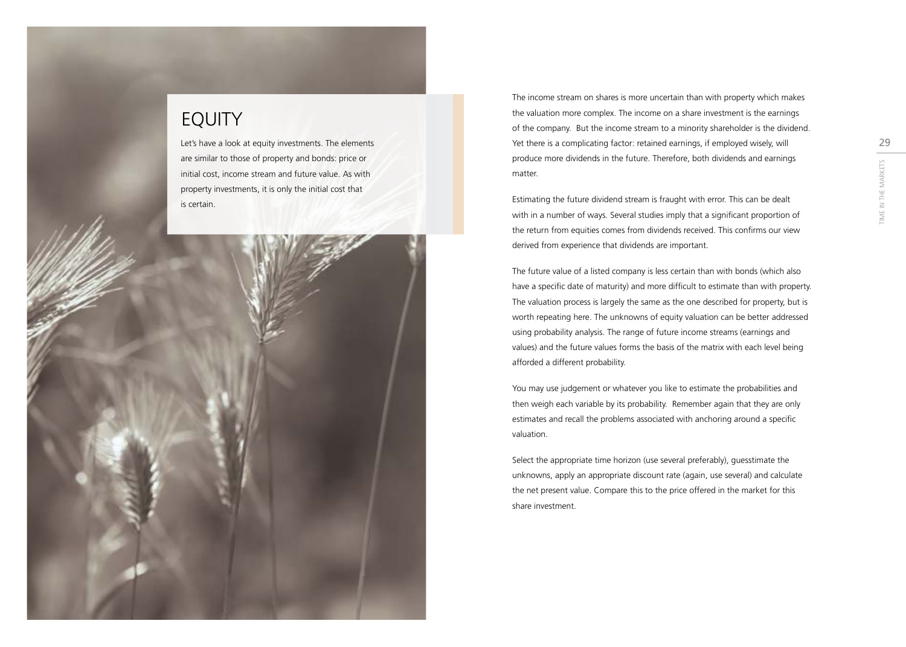# EQUITY

Let's have a look at equity investments. The elements are similar to those of property and bonds: price or initial cost, income stream and future value. As with property investments, it is only the initial cost that is certain.

The income stream on shares is more uncertain than with property which makes the valuation more complex. The income on a share investment is the earnings of the company. But the income stream to a minority shareholder is the dividend. Yet there is a complicating factor: retained earnings, if employed wisely, will produce more dividends in the future. Therefore, both dividends and earnings matter.

Estimating the future dividend stream is fraught with error. This can be dealt with in a number of ways. Several studies imply that a significant proportion of the return from equities comes from dividends received. This confirms our view derived from experience that dividends are important.

The future value of a listed company is less certain than with bonds (which also have a specific date of maturity) and more difficult to estimate than with property. The valuation process is largely the same as the one described for property, but is worth repeating here. The unknowns of equity valuation can be better addressed using probability analysis. The range of future income streams (earnings and values) and the future values forms the basis of the matrix with each level being afforded a different probability.

You may use judgement or whatever you like to estimate the probabilities and then weigh each variable by its probability. Remember again that they are only estimates and recall the problems associated with anchoring around a specific valuation.

Select the appropriate time horizon (use several preferably), guesstimate the unknowns, apply an appropriate discount rate (again, use several) and calculate the net present value. Compare this to the price offered in the market for this share investment.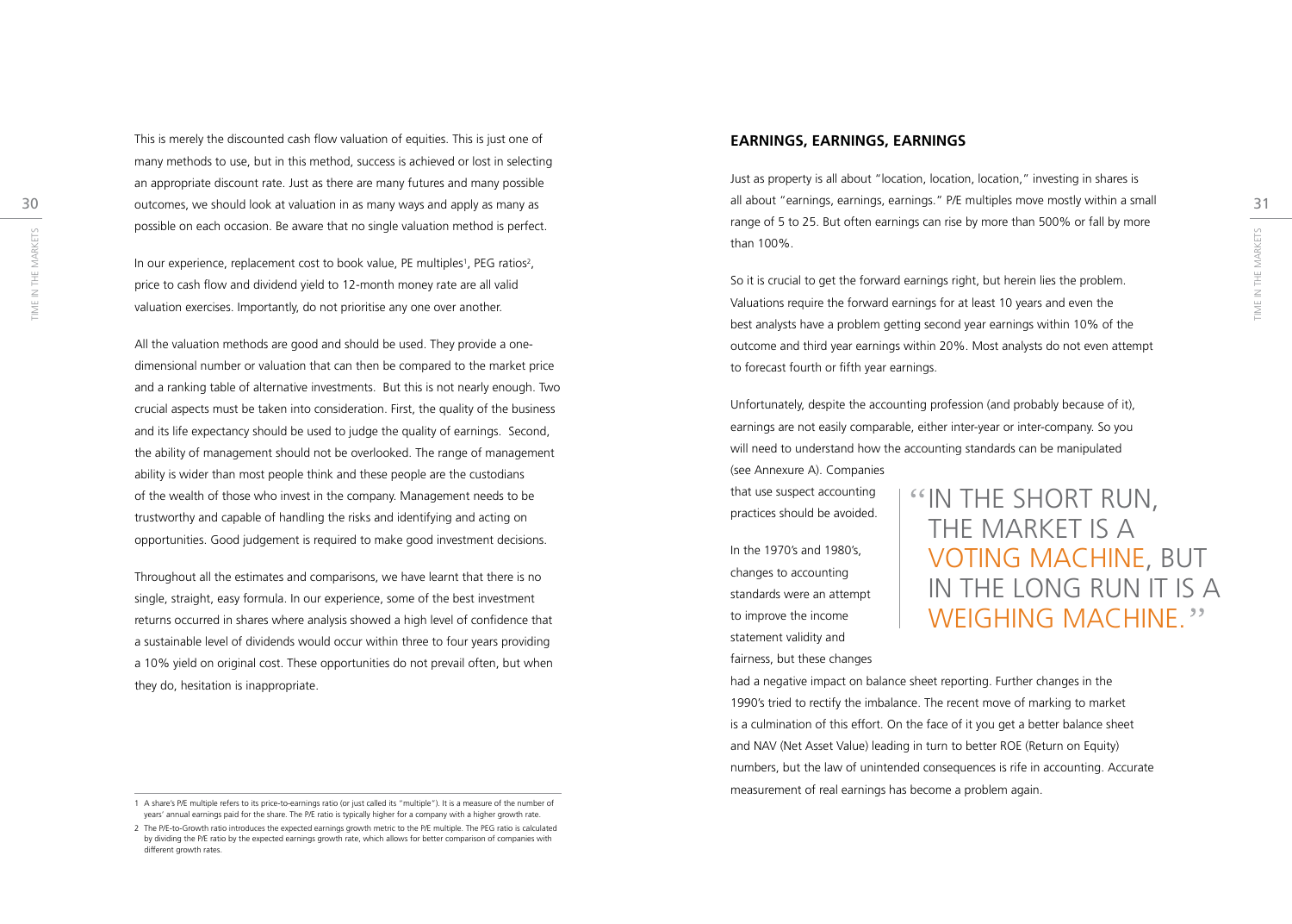This is merely the discounted cash flow valuation of equities. This is just one of many methods to use, but in this method, success is achieved or lost in selecting an appropriate discount rate. Just as there are many futures and many possible outcomes, we should look at valuation in as many ways and apply as many as possible on each occasion. Be aware that no single valuation method is perfect.

In our experience, replacement cost to book value, PE multiples[1], PEG ratios[2], price to cash flow and dividend yield to 12-month money rate are all valid valuation exercises. Importantly, do not prioritise any one over another.

All the valuation methods are good and should be used. They provide a one-dimensional number or valuation that can then be compared to the market price and a ranking table of alternative investments. But this is not nearly enough. Two crucial aspects must be taken into consideration. First, the quality of the business and its life expectancy should be used to judge the quality of earnings. Second, the ability of management should not be overlooked. The range of management ability is wider than most people think and these people are the custodians of the wealth of those who invest in the company. Management needs to be trustworthy and capable of handling the risks and identifying and acting on opportunities. Good judgement is required to make good investment decisions.

Throughout all the estimates and comparisons, we have learnt that there is no single, straight, easy formula. In our experience, some of the best investment returns occurred in shares where analysis showed a high level of confidence that a sustainable level of dividends would occur within three to four years providing a 10% yield on original cost. These opportunities do not prevail often, but when they do, hesitation is inappropriate.

1 A share's P/E multiple refers to its price-to-earnings ratio (or just called its "multiple"). It is a measure of the number of years' annual earnings paid for the share. The P/E ratio is typically higher for a company with a higher growth rate.

2 The P/E-to-Growth ratio introduces the expected earnings growth metric to the P/E multiple. The PEG ratio is calculated by dividing the P/E ratio by the expected earnings growth rate, which allows for better comparison of companies with different growth rates.

## EARNINGS, EARNINGS, EARNINGS

Just as property is all about "location, location, location," investing in shares is all about "earnings, earnings, earnings." P/E multiples move mostly within a small range of 5 to 25. But often earnings can rise by more than 500% or fall by more than 100%.

So it is crucial to get the forward earnings right, but herein lies the problem. Valuations require the forward earnings for at least 10 years and even the best analysts have a problem getting second year earnings within 10% of the outcome and third year earnings within 20%. Most analysts do not even attempt to forecast fourth or fifth year earnings.

Unfortunately, despite the accounting profession (and probably because of it), earnings are not easily comparable, either inter-year or inter-company. So you will need to understand how the accounting standards can be manipulated (see Annexure A). Companies that use suspect accounting practices should be avoided.

> "IN THE SHORT RUN, THE MARKET IS A VOTING MACHINE, BUT IN THE LONG RUN IT IS A WEIGHING MACHINE."

In the 1970's and 1980's, changes to accounting standards were an attempt to improve the income statement validity and fairness, but these changes had a negative impact on balance sheet reporting. Further changes in the 1990's tried to rectify the imbalance. The recent move of marking to market is a culmination of this effort. On the face of it you get a better balance sheet and NAV (Net Asset Value) leading in turn to better ROE (Return on Equity) numbers, but the law of unintended consequences is rife in accounting. Accurate measurement of real earnings has become a problem again.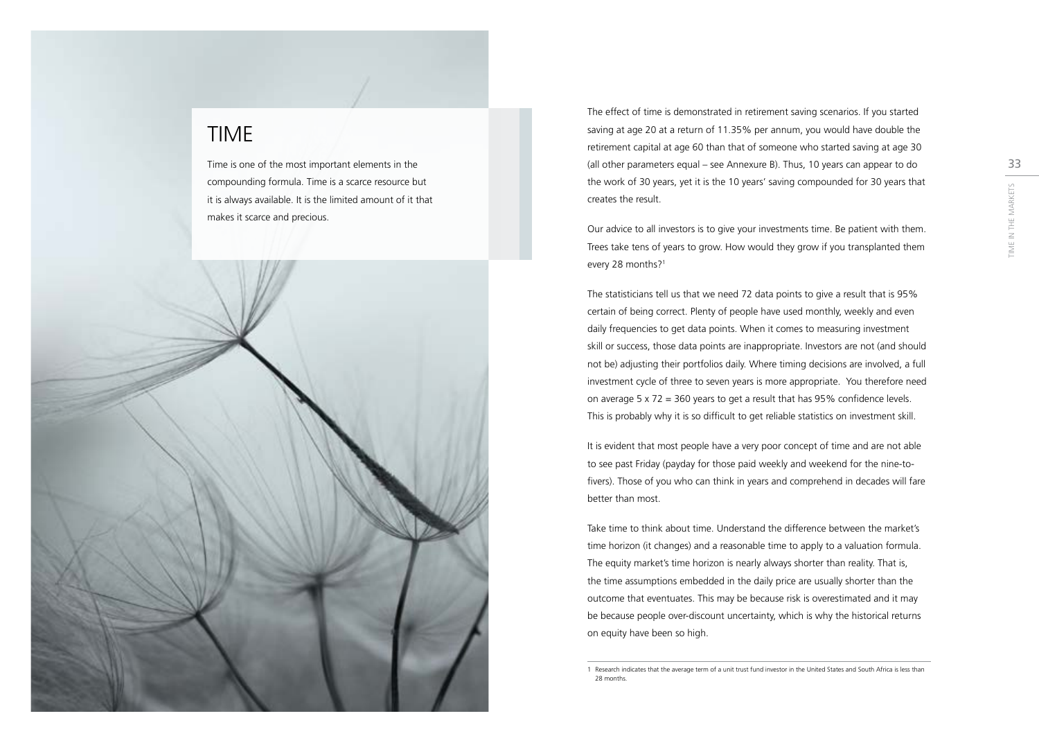# TIME

Time is one of the most important elements in the compounding formula. Time is a scarce resource but it is always available. It is the limited amount of it that makes it scarce and precious.

The effect of time is demonstrated in retirement saving scenarios. If you started saving at age 20 at a return of 11.35% per annum, you would have double the retirement capital at age 60 than that of someone who started saving at age 30 (all other parameters equal – see Annexure B). Thus, 10 years can appear to do the work of 30 years, yet it is the 10 years' saving compounded for 30 years that creates the result.

Our advice to all investors is to give your investments time. Be patient with them. Trees take tens of years to grow. How would they grow if you transplanted them every 28 months?[1]

The statisticians tell us that we need 72 data points to give a result that is 95% certain of being correct. Plenty of people have used monthly, weekly and even daily frequencies to get data points. When it comes to measuring investment skill or success, those data points are inappropriate. Investors are not (and should not be) adjusting their portfolios daily. Where timing decisions are involved, a full investment cycle of three to seven years is more appropriate. You therefore need on average 5 x 72 = 360 years to get a result that has 95% confidence levels. This is probably why it is so difficult to get reliable statistics on investment skill.

It is evident that most people have a very poor concept of time and are not able to see past Friday (payday for those paid weekly and weekend for the nine-to-fivers). Those of you who can think in years and comprehend in decades will fare better than most.

Take time to think about time. Understand the difference between the market's time horizon (it changes) and a reasonable time to apply to a valuation formula. The equity market's time horizon is nearly always shorter than reality. That is, the time assumptions embedded in the daily price are usually shorter than the outcome that eventuates. This may be because risk is overestimated and it may be because people over-discount uncertainty, which is why the historical returns on equity have been so high.

---

1 Research indicates that the average term of a unit trust fund investor in the United States and South Africa is less than 28 months.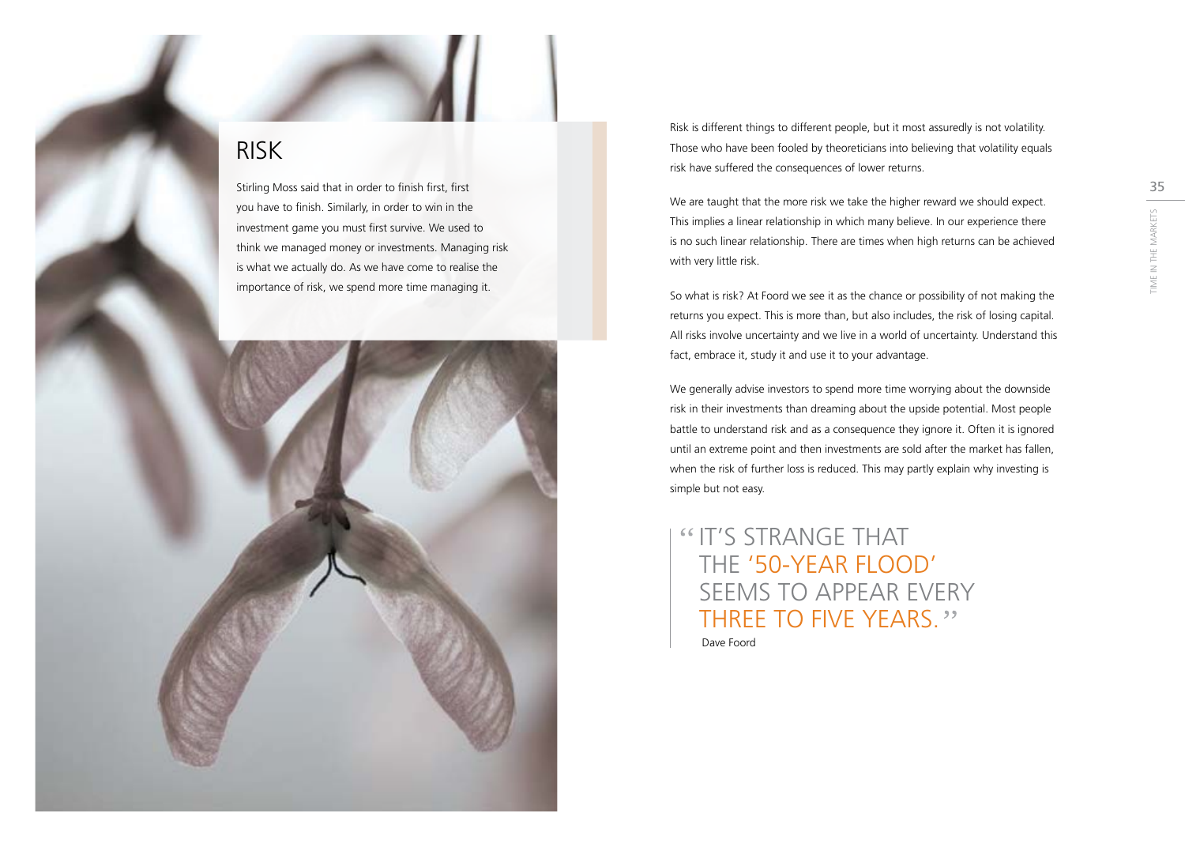# RISK

Stirling Moss said that in order to finish first, first you have to finish. Similarly, in order to win in the investment game you must first survive. We used to think we managed money or investments. Managing risk is what we actually do. As we have come to realise the importance of risk, we spend more time managing it.

Risk is different things to different people, but it most assuredly is not volatility. Those who have been fooled by theoreticians into believing that volatility equals risk have suffered the consequences of lower returns.

We are taught that the more risk we take the higher reward we should expect. This implies a linear relationship in which many believe. In our experience there is no such linear relationship. There are times when high returns can be achieved with very little risk.

So what is risk? At Foord we see it as the chance or possibility of not making the returns you expect. This is more than, but also includes, the risk of losing capital. All risks involve uncertainty and we live in a world of uncertainty. Understand this fact, embrace it, study it and use it to your advantage.

We generally advise investors to spend more time worrying about the downside risk in their investments than dreaming about the upside potential. Most people battle to understand risk and as a consequence they ignore it. Often it is ignored until an extreme point and then investments are sold after the market has fallen, when the risk of further loss is reduced. This may partly explain why investing is simple but not easy.

> "IT'S STRANGE THAT THE '50-YEAR FLOOD' SEEMS TO APPEAR EVERY THREE TO FIVE YEARS."
>
> Dave Foord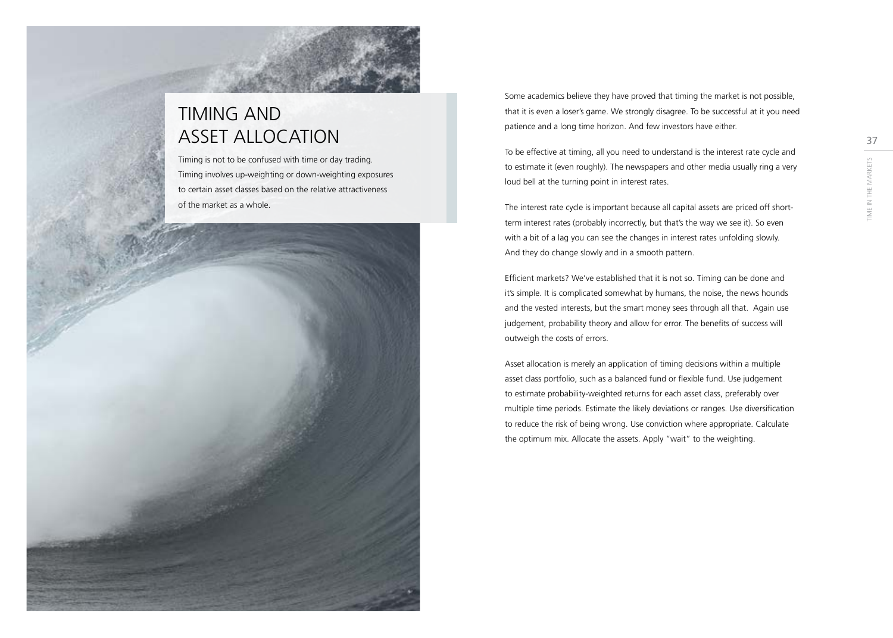# TIMING AND ASSET ALLOCATION

Timing is not to be confused with time or day trading. Timing involves up-weighting or down-weighting exposures to certain asset classes based on the relative attractiveness of the market as a whole.

Some academics believe they have proved that timing the market is not possible, that it is even a loser's game. We strongly disagree. To be successful at it you need patience and a long time horizon. And few investors have either.

To be effective at timing, all you need to understand is the interest rate cycle and to estimate it (even roughly). The newspapers and other media usually ring a very loud bell at the turning point in interest rates.

The interest rate cycle is important because all capital assets are priced off short-term interest rates (probably incorrectly, but that's the way we see it). So even with a bit of a lag you can see the changes in interest rates unfolding slowly. And they do change slowly and in a smooth pattern.

Efficient markets? We've established that it is not so. Timing can be done and it's simple. It is complicated somewhat by humans, the noise, the news hounds and the vested interests, but the smart money sees through all that. Again use judgement, probability theory and allow for error. The benefits of success will outweigh the costs of errors.

Asset allocation is merely an application of timing decisions within a multiple asset class portfolio, such as a balanced fund or flexible fund. Use judgement to estimate probability-weighted returns for each asset class, preferably over multiple time periods. Estimate the likely deviations or ranges. Use diversification to reduce the risk of being wrong. Use conviction where appropriate. Calculate the optimum mix. Allocate the assets. Apply "wait" to the weighting.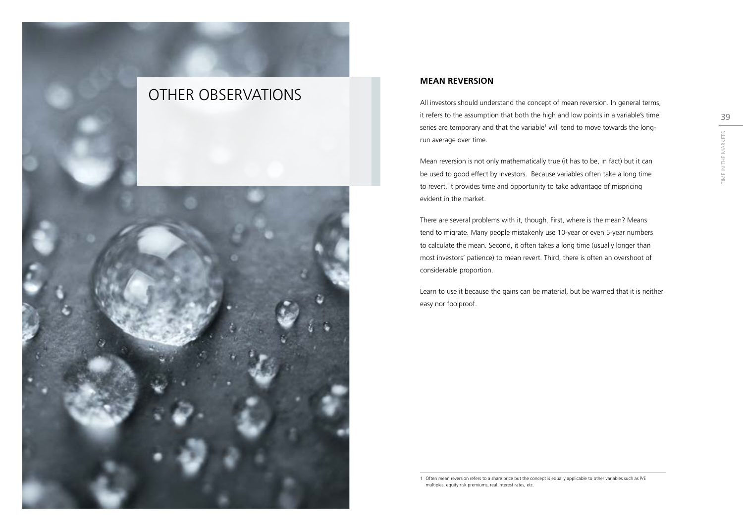# OTHER OBSERVATIONS

## MEAN REVERSION

All investors should understand the concept of mean reversion. In general terms, it refers to the assumption that both the high and low points in a variable's time series are temporary and that the variable[1] will tend to move towards the long-run average over time.

Mean reversion is not only mathematically true (it has to be, in fact) but it can be used to good effect by investors. Because variables often take a long time to revert, it provides time and opportunity to take advantage of mispricing evident in the market.

There are several problems with it, though. First, where is the mean? Means tend to migrate. Many people mistakenly use 10-year or even 5-year numbers to calculate the mean. Second, it often takes a long time (usually longer than most investors' patience) to mean revert. Third, there is often an overshoot of considerable proportion.

Learn to use it because the gains can be material, but be warned that it is neither easy nor foolproof.

---

1 Often mean reversion refers to a share price but the concept is equally applicable to other variables such as P/E multiples, equity risk premiums, real interest rates, etc.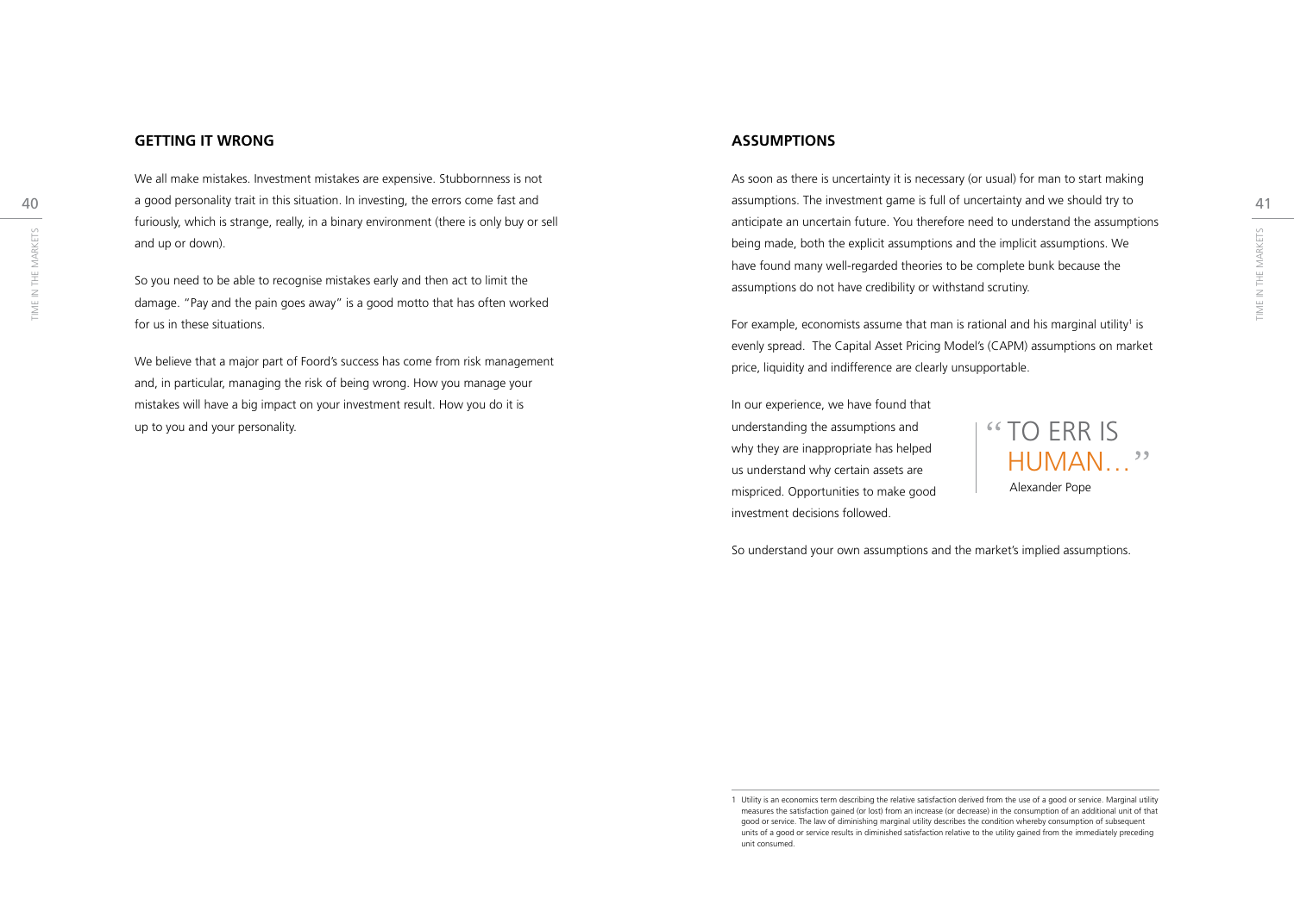## GETTING IT WRONG

We all make mistakes. Investment mistakes are expensive. Stubbornness is not a good personality trait in this situation. In investing, the errors come fast and furiously, which is strange, really, in a binary environment (there is only buy or sell and up or down).

So you need to be able to recognise mistakes early and then act to limit the damage. "Pay and the pain goes away" is a good motto that has often worked for us in these situations.

We believe that a major part of Foord's success has come from risk management and, in particular, managing the risk of being wrong. How you manage your mistakes will have a big impact on your investment result. How you do it is up to you and your personality.

## ASSUMPTIONS

As soon as there is uncertainty it is necessary (or usual) for man to start making assumptions. The investment game is full of uncertainty and we should try to anticipate an uncertain future. You therefore need to understand the assumptions being made, both the explicit assumptions and the implicit assumptions. We have found many well-regarded theories to be complete bunk because the assumptions do not have credibility or withstand scrutiny.

For example, economists assume that man is rational and his marginal utility[1] is evenly spread. The Capital Asset Pricing Model's (CAPM) assumptions on market price, liquidity and indifference are clearly unsupportable.

In our experience, we have found that understanding the assumptions and why they are inappropriate has helped us understand why certain assets are mispriced. Opportunities to make good investment decisions followed.

> "TO ERR IS HUMAN…"
>
> Alexander Pope

So understand your own assumptions and the market's implied assumptions.

---

1 Utility is an economics term describing the relative satisfaction derived from the use of a good or service. Marginal utility measures the satisfaction gained (or lost) from an increase (or decrease) in the consumption of an additional unit of that good or service. The law of diminishing marginal utility describes the condition whereby consumption of subsequent units of a good or service results in diminished satisfaction relative to the utility gained from the immediately preceding unit consumed.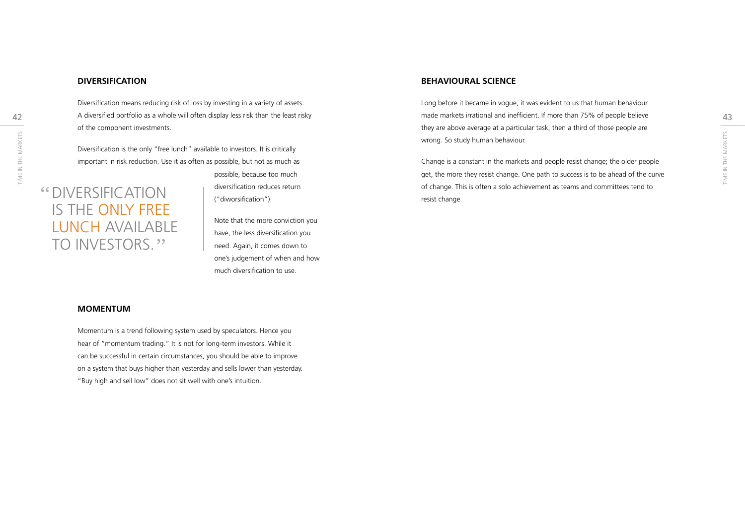## DIVERSIFICATION

Diversification means reducing risk of loss by investing in a variety of assets. A diversified portfolio as a whole will often display less risk than the least risky of the component investments.

Diversification is the only "free lunch" available to investors. It is critically important in risk reduction. Use it as often as possible, but not as much as possible, because too much diversification reduces return ("diworsification").

> "DIVERSIFICATION IS THE ONLY FREE LUNCH AVAILABLE TO INVESTORS."

Note that the more conviction you have, the less diversification you need. Again, it comes down to one's judgement of when and how much diversification to use.

## MOMENTUM

Momentum is a trend following system used by speculators. Hence you hear of "momentum trading." It is not for long-term investors. While it can be successful in certain circumstances, you should be able to improve on a system that buys higher than yesterday and sells lower than yesterday. "Buy high and sell low" does not sit well with one's intuition.

## BEHAVIOURAL SCIENCE

Long before it became in vogue, it was evident to us that human behaviour made markets irrational and inefficient. If more than 75% of people believe they are above average at a particular task, then a third of those people are wrong. So study human behaviour.

Change is a constant in the markets and people resist change; the older people get, the more they resist change. One path to success is to be ahead of the curve of change. This is often a solo achievement as teams and committees tend to resist change.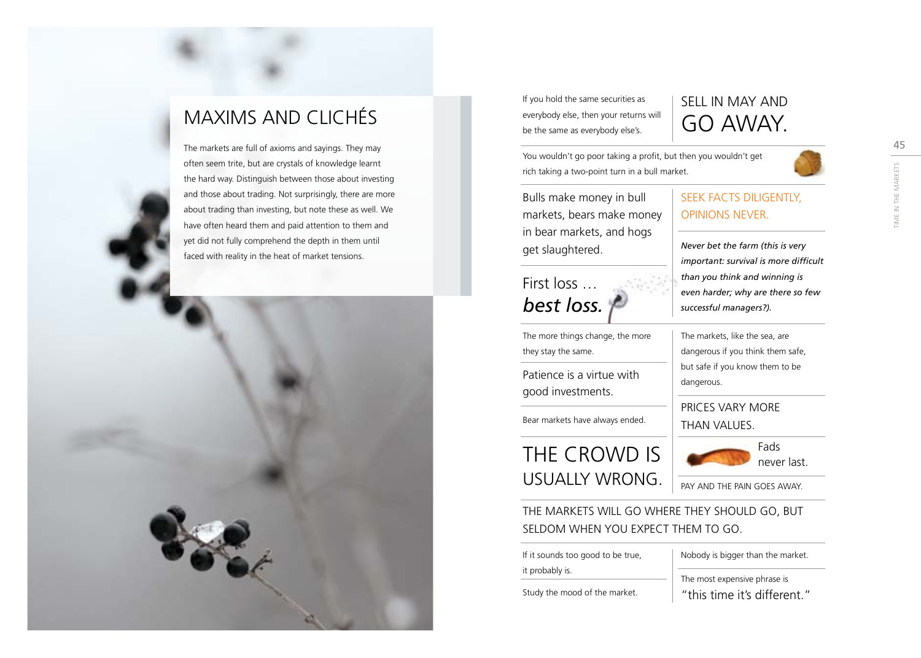# MAXIMS AND CLICHÉS

The markets are full of axioms and sayings. They may often seem trite, but are crystals of knowledge learnt the hard way. Distinguish between those about investing and those about trading. Not surprisingly, there are more about trading than investing, but note these as well. We have often heard them and paid attention to them and yet did not fully comprehend the depth in them until faced with reality in the heat of market tensions.

If you hold the same securities as everybody else, then your returns will be the same as everybody else's.

SELL IN MAY AND GO AWAY.

You wouldn't go poor taking a profit, but then you wouldn't get rich taking a two-point turn in a bull market.

Bulls make money in bull markets, bears make money in bear markets, and hogs get slaughtered.

SEEK FACTS DILIGENTLY, OPINIONS NEVER.

*Never bet the farm (this is very important: survival is more difficult than you think and winning is even harder; why are there so few successful managers?).*

First loss … ***best loss.***

The more things change, the more they stay the same.

Patience is a virtue with good investments.

Bear markets have always ended.

THE CROWD IS USUALLY WRONG.

The markets, like the sea, are dangerous if you think them safe, but safe if you know them to be dangerous.

PRICES VARY MORE THAN VALUES.

Fads never last.

PAY AND THE PAIN GOES AWAY.

THE MARKETS WILL GO WHERE THEY SHOULD GO, BUT SELDOM WHEN YOU EXPECT THEM TO GO.

If it sounds too good to be true, it probably is.

Study the mood of the market.

Nobody is bigger than the market.

The most expensive phrase is "this time it's different."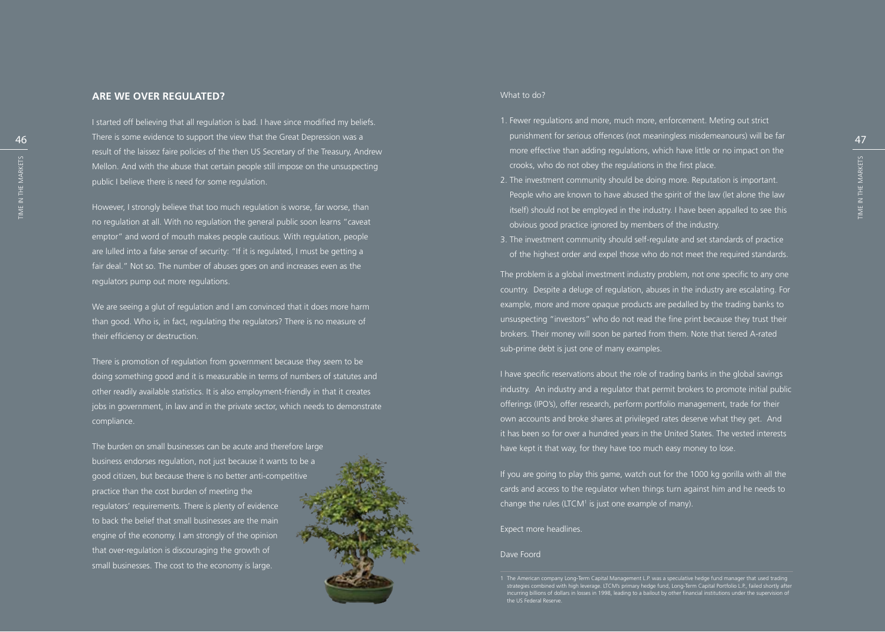## ARE WE OVER REGULATED?

I started off believing that all regulation is bad. I have since modified my beliefs. There is some evidence to support the view that the Great Depression was a result of the laissez faire policies of the then US Secretary of the Treasury, Andrew Mellon. And with the abuse that certain people still impose on the unsuspecting public I believe there is need for some regulation.

However, I strongly believe that too much regulation is worse, far worse, than no regulation at all. With no regulation the general public soon learns "caveat emptor" and word of mouth makes people cautious. With regulation, people are lulled into a false sense of security: "If it is regulated, I must be getting a fair deal." Not so. The number of abuses goes on and increases even as the regulators pump out more regulations.

We are seeing a glut of regulation and I am convinced that it does more harm than good. Who is, in fact, regulating the regulators? There is no measure of their efficiency or destruction.

There is promotion of regulation from government because they seem to be doing something good and it is measurable in terms of numbers of statutes and other readily available statistics. It is also employment-friendly in that it creates jobs in government, in law and in the private sector, which needs to demonstrate compliance.

The burden on small businesses can be acute and therefore large business endorses regulation, not just because it wants to be a good citizen, but because there is no better anti-competitive practice than the cost burden of meeting the regulators' requirements. There is plenty of evidence to back the belief that small businesses are the main engine of the economy. I am strongly of the opinion that over-regulation is discouraging the growth of small businesses. The cost to the economy is large.

What to do?

1. Fewer regulations and more, much more, enforcement. Meting out strict punishment for serious offences (not meaningless misdemeanours) will be far more effective than adding regulations, which have little or no impact on the crooks, who do not obey the regulations in the first place.
2. The investment community should be doing more. Reputation is important. People who are known to have abused the spirit of the law (let alone the law itself) should not be employed in the industry. I have been appalled to see this obvious good practice ignored by members of the industry.
3. The investment community should self-regulate and set standards of practice of the highest order and expel those who do not meet the required standards.

The problem is a global investment industry problem, not one specific to any one country. Despite a deluge of regulation, abuses in the industry are escalating. For example, more and more opaque products are pedalled by the trading banks to unsuspecting "investors" who do not read the fine print because they trust their brokers. Their money will soon be parted from them. Note that tiered A-rated sub-prime debt is just one of many examples.

I have specific reservations about the role of trading banks in the global savings industry. An industry and a regulator that permit brokers to promote initial public offerings (IPO's), offer research, perform portfolio management, trade for their own accounts and broke shares at privileged rates deserve what they get. And it has been so for over a hundred years in the United States. The vested interests have kept it that way, for they have too much easy money to lose.

If you are going to play this game, watch out for the 1000 kg gorilla with all the cards and access to the regulator when things turn against him and he needs to change the rules (LTCM[1] is just one example of many).

Expect more headlines.

Dave Foord

1 The American company Long-Term Capital Management L.P. was a speculative hedge fund manager that used trading strategies combined with high leverage. LTCM's primary hedge fund, Long-Term Capital Portfolio L.P., failed shortly after incurring billions of dollars in losses in 1998, leading to a bailout by other financial institutions under the supervision of the US Federal Reserve.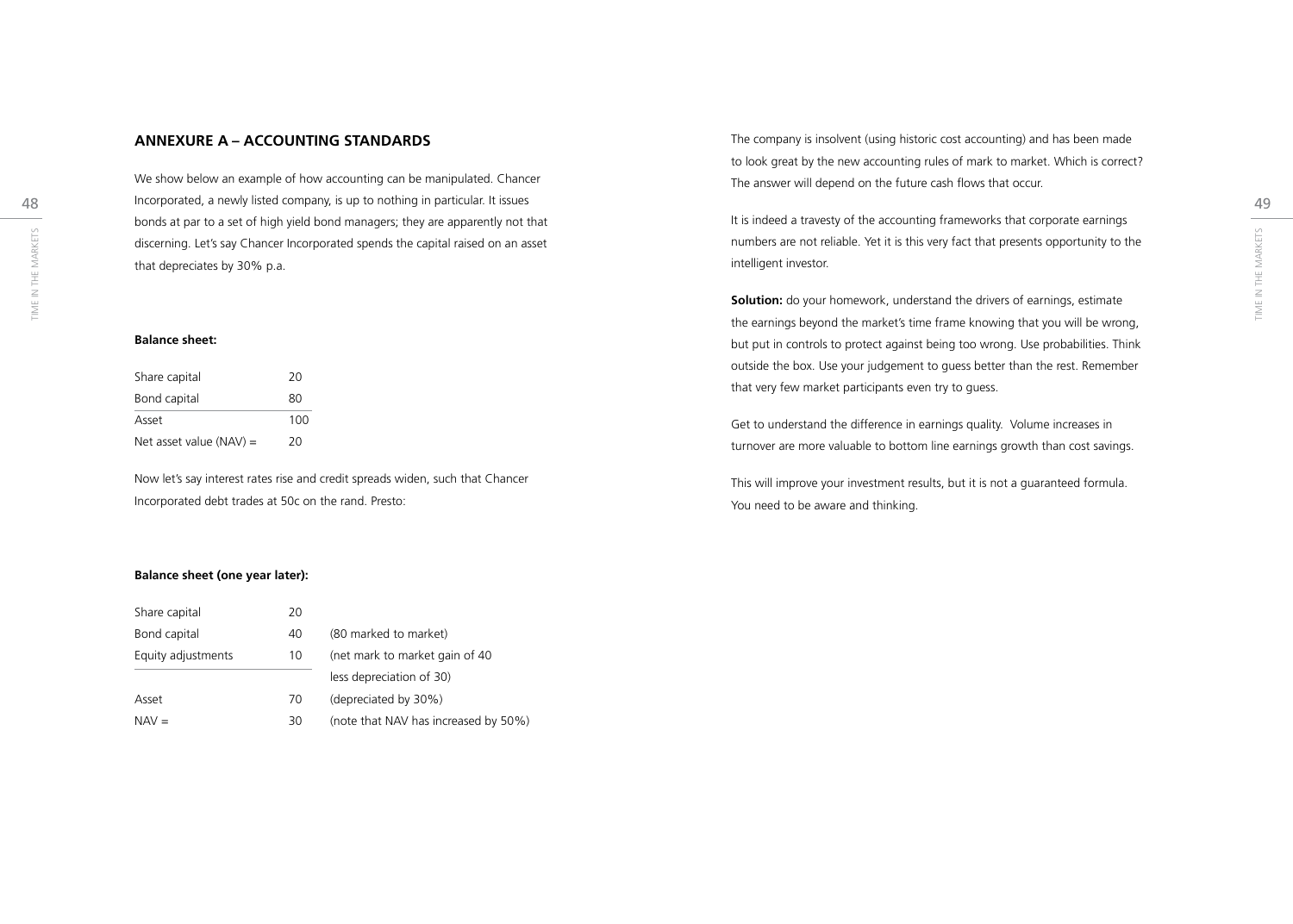## ANNEXURE A – ACCOUNTING STANDARDS

We show below an example of how accounting can be manipulated. Chancer Incorporated, a newly listed company, is up to nothing in particular. It issues bonds at par to a set of high yield bond managers; they are apparently not that discerning. Let's say Chancer Incorporated spends the capital raised on an asset that depreciates by 30% p.a.

**Balance sheet:**

| | |
|---|---|
| Share capital | 20 |
| Bond capital | 80 |
| Asset | 100 |
| Net asset value (NAV) = | 20 |

Now let's say interest rates rise and credit spreads widen, such that Chancer Incorporated debt trades at 50c on the rand. Presto:

**Balance sheet (one year later):**

| | | |
|---|---|---|
| Share capital | 20 | |
| Bond capital | 40 | (80 marked to market) |
| Equity adjustments | 10 | (net mark to market gain of 40 less depreciation of 30) |
| Asset | 70 | (depreciated by 30%) |
| NAV = | 30 | (note that NAV has increased by 50%) |

The company is insolvent (using historic cost accounting) and has been made to look great by the new accounting rules of mark to market. Which is correct? The answer will depend on the future cash flows that occur.

It is indeed a travesty of the accounting frameworks that corporate earnings numbers are not reliable. Yet it is this very fact that presents opportunity to the intelligent investor.

**Solution:** do your homework, understand the drivers of earnings, estimate the earnings beyond the market's time frame knowing that you will be wrong, but put in controls to protect against being too wrong. Use probabilities. Think outside the box. Use your judgement to guess better than the rest. Remember that very few market participants even try to guess.

Get to understand the difference in earnings quality. Volume increases in turnover are more valuable to bottom line earnings growth than cost savings.

This will improve your investment results, but it is not a guaranteed formula. You need to be aware and thinking.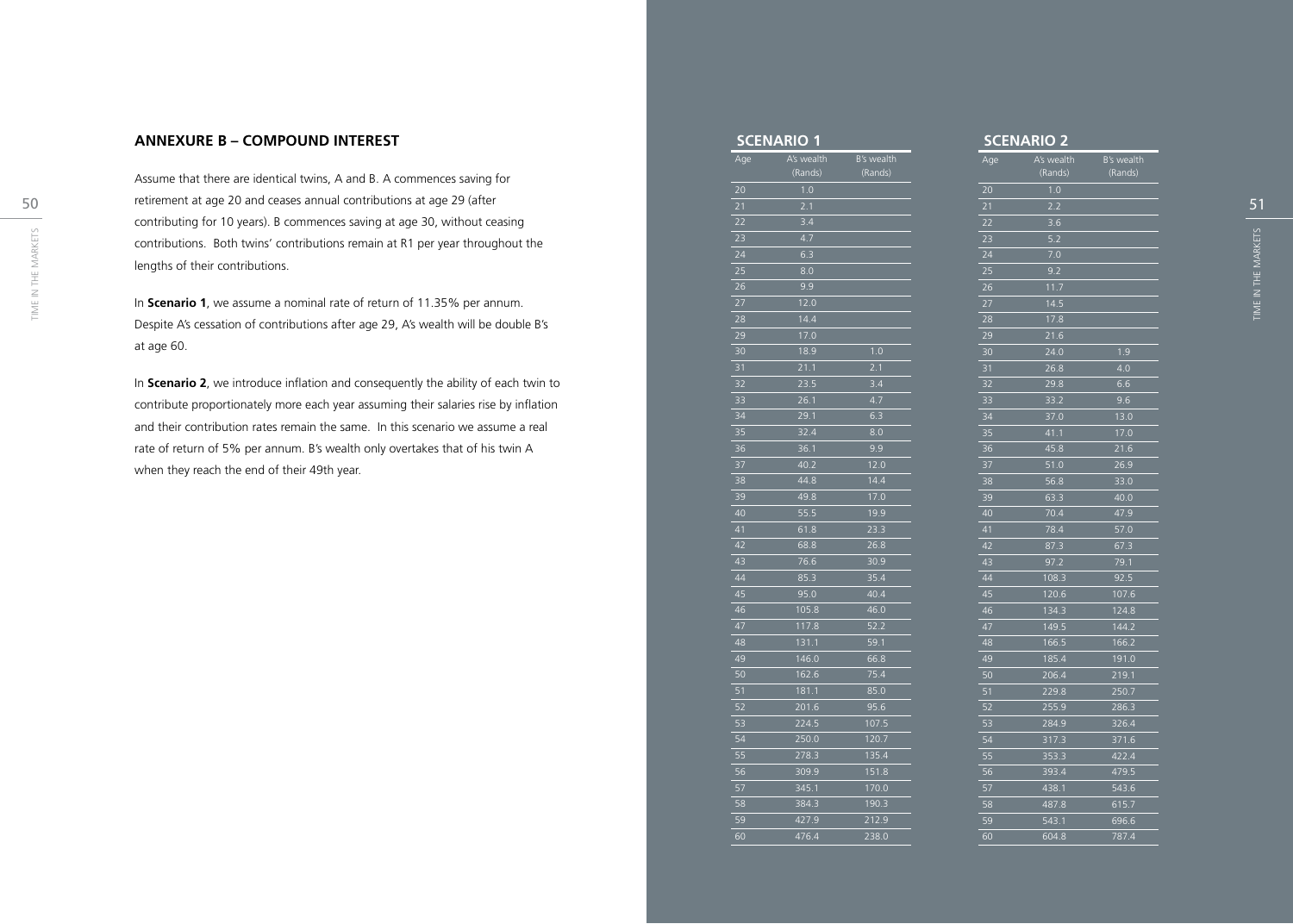## ANNEXURE B – COMPOUND INTEREST

Assume that there are identical twins, A and B. A commences saving for retirement at age 20 and ceases annual contributions at age 29 (after contributing for 10 years). B commences saving at age 30, without ceasing contributions. Both twins' contributions remain at R1 per year throughout the lengths of their contributions.

In **Scenario 1**, we assume a nominal rate of return of 11.35% per annum. Despite A's cessation of contributions after age 29, A's wealth will be double B's at age 60.

In **Scenario 2**, we introduce inflation and consequently the ability of each twin to contribute proportionately more each year assuming their salaries rise by inflation and their contribution rates remain the same. In this scenario we assume a real rate of return of 5% per annum. B's wealth only overtakes that of his twin A when they reach the end of their 49th year.

### SCENARIO 1

| Age | A's wealth (Rands) | B's wealth (Rands) |
|---|---|---|
| 20 | 1.0 | |
| 21 | 2.1 | |
| 22 | 3.4 | |
| 23 | 4.7 | |
| 24 | 6.3 | |
| 25 | 8.0 | |
| 26 | 9.9 | |
| 27 | 12.0 | |
| 28 | 14.4 | |
| 29 | 17.0 | |
| 30 | 18.9 | 1.0 |
| 31 | 21.1 | 2.1 |
| 32 | 23.5 | 3.4 |
| 33 | 26.1 | 4.7 |
| 34 | 29.1 | 6.3 |
| 35 | 32.4 | 8.0 |
| 36 | 36.1 | 9.9 |
| 37 | 40.2 | 12.0 |
| 38 | 44.8 | 14.4 |
| 39 | 49.8 | 17.0 |
| 40 | 55.5 | 19.9 |
| 41 | 61.8 | 23.3 |
| 42 | 68.8 | 26.8 |
| 43 | 76.6 | 30.9 |
| 44 | 85.3 | 35.4 |
| 45 | 95.0 | 40.4 |
| 46 | 105.8 | 46.0 |
| 47 | 117.8 | 52.2 |
| 48 | 131.1 | 59.1 |
| 49 | 146.0 | 66.8 |
| 50 | 162.6 | 75.4 |
| 51 | 181.1 | 85.0 |
| 52 | 201.6 | 95.6 |
| 53 | 224.5 | 107.5 |
| 54 | 250.0 | 120.7 |
| 55 | 278.3 | 135.4 |
| 56 | 309.9 | 151.8 |
| 57 | 345.1 | 170.0 |
| 58 | 384.3 | 190.3 |
| 59 | 427.9 | 212.9 |
| 60 | 476.4 | 238.0 |

### SCENARIO 2

| Age | A's wealth (Rands) | B's wealth (Rands) |
|---|---|---|
| 20 | 1.0 | |
| 21 | 2.2 | |
| 22 | 3.6 | |
| 23 | 5.2 | |
| 24 | 7.0 | |
| 25 | 9.2 | |
| 26 | 11.7 | |
| 27 | 14.5 | |
| 28 | 17.8 | |
| 29 | 21.6 | |
| 30 | 24.0 | 1.9 |
| 31 | 26.8 | 4.0 |
| 32 | 29.8 | 6.6 |
| 33 | 33.2 | 9.6 |
| 34 | 37.0 | 13.0 |
| 35 | 41.1 | 17.0 |
| 36 | 45.8 | 21.6 |
| 37 | 51.0 | 26.9 |
| 38 | 56.8 | 33.0 |
| 39 | 63.3 | 40.0 |
| 40 | 70.4 | 47.9 |
| 41 | 78.4 | 57.0 |
| 42 | 87.3 | 67.3 |
| 43 | 97.2 | 79.1 |
| 44 | 108.3 | 92.5 |
| 45 | 120.6 | 107.6 |
| 46 | 134.3 | 124.8 |
| 47 | 149.5 | 144.2 |
| 48 | 166.5 | 166.2 |
| 49 | 185.4 | 191.0 |
| 50 | 206.4 | 219.1 |
| 51 | 229.8 | 250.7 |
| 52 | 255.9 | 286.3 |
| 53 | 284.9 | 326.4 |
| 54 | 317.3 | 371.6 |
| 55 | 353.3 | 422.4 |
| 56 | 393.4 | 479.5 |
| 57 | 438.1 | 543.6 |
| 58 | 487.8 | 615.7 |
| 59 | 543.1 | 696.6 |
| 60 | 604.8 | 787.4 |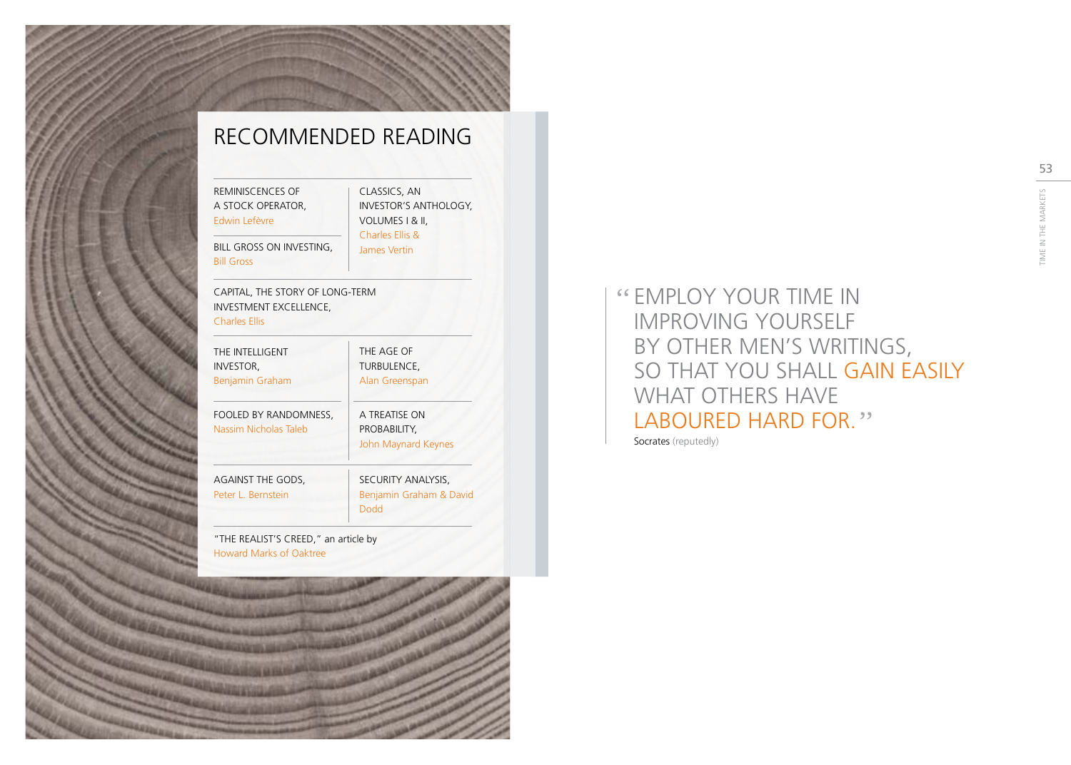# RECOMMENDED READING

REMINISCENCES OF A STOCK OPERATOR, Edwin Lefèvre

BILL GROSS ON INVESTING, Bill Gross

CLASSICS, AN INVESTOR'S ANTHOLOGY, VOLUMES I & II, Charles Ellis & James Vertin

CAPITAL, THE STORY OF LONG-TERM INVESTMENT EXCELLENCE, Charles Ellis

THE INTELLIGENT INVESTOR, Benjamin Graham

THE AGE OF TURBULENCE, Alan Greenspan

FOOLED BY RANDOMNESS, Nassim Nicholas Taleb

A TREATISE ON PROBABILITY, John Maynard Keynes

AGAINST THE GODS, Peter L. Bernstein

SECURITY ANALYSIS, Benjamin Graham & David Dodd

"THE REALIST'S CREED," an article by Howard Marks of Oaktree

> "EMPLOY YOUR TIME IN IMPROVING YOURSELF BY OTHER MEN'S WRITINGS, SO THAT YOU SHALL GAIN EASILY WHAT OTHERS HAVE LABOURED HARD FOR."
>
> Socrates (reputedly)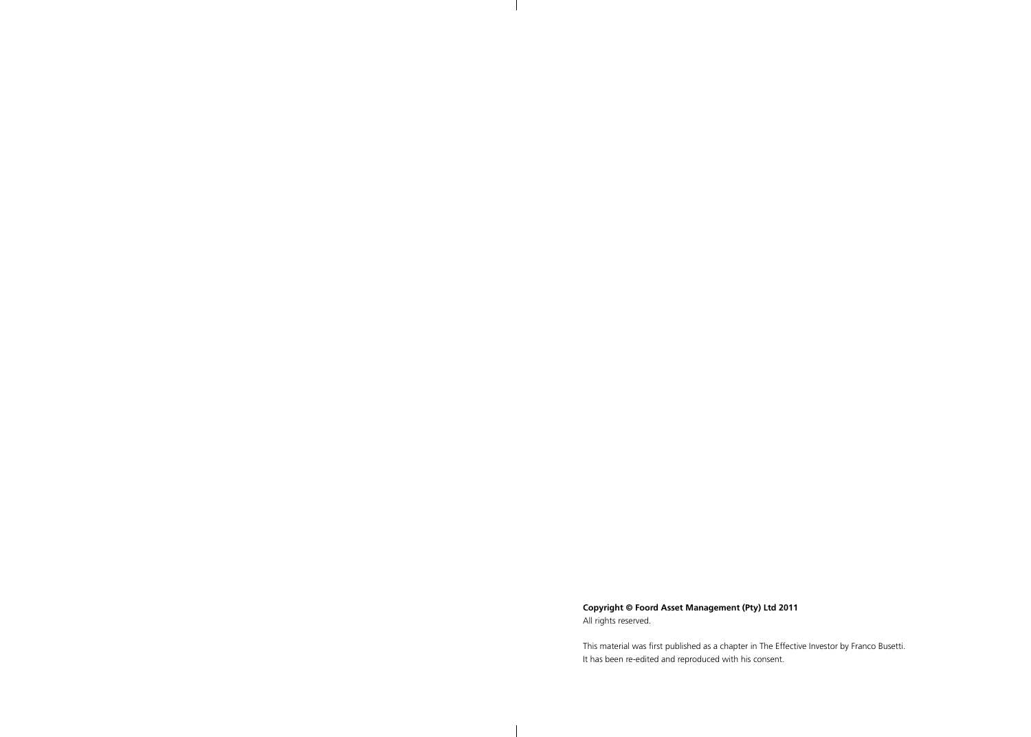**Copyright © Foord Asset Management (Pty) Ltd 2011**
All rights reserved.

This material was first published as a chapter in The Effective Investor by Franco Busetti.
It has been re-edited and reproduced with his consent.